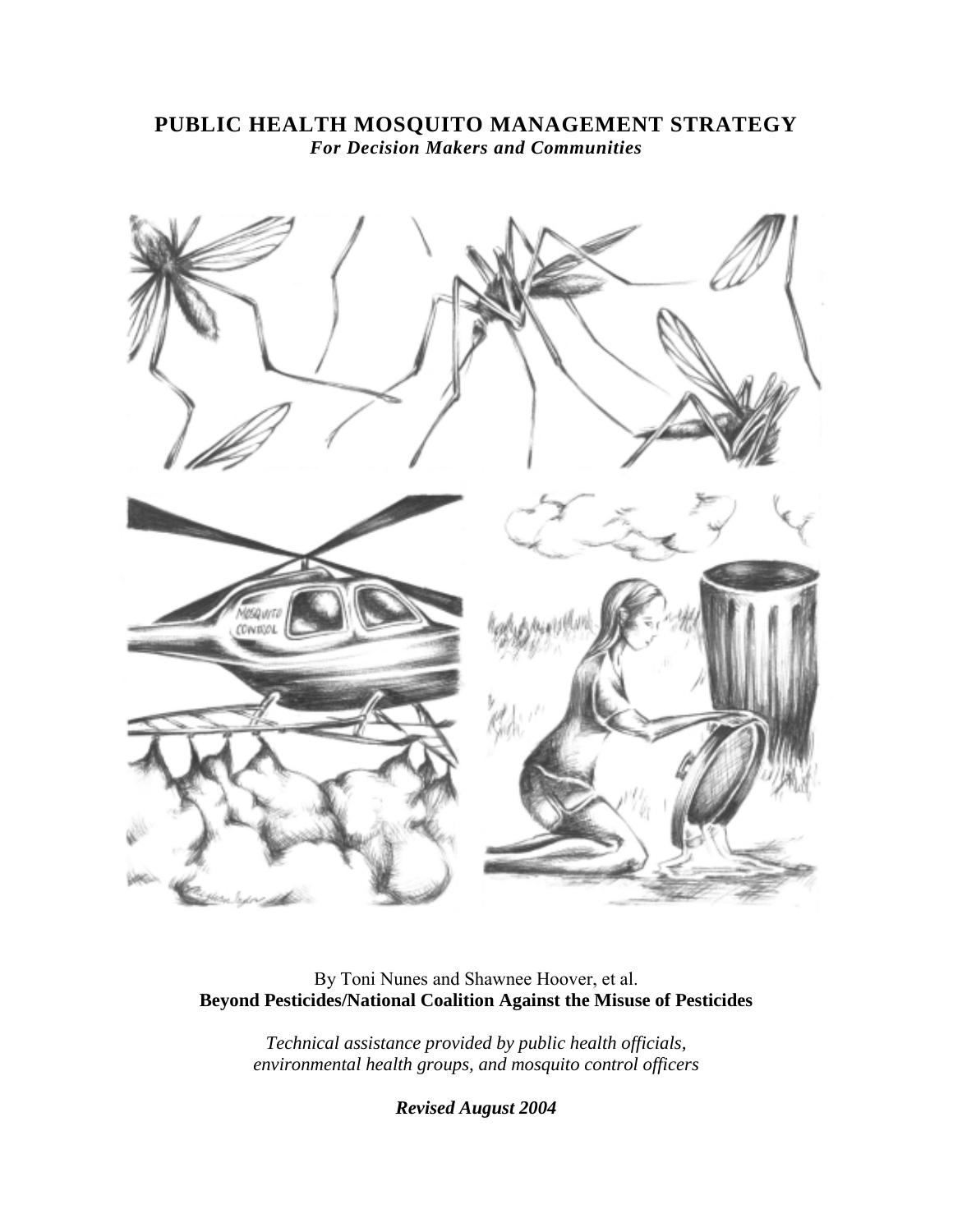# PUBLIC HEALTH MOSQUITO MANAGEMENT STRATEGY

***For Decision Makers and Communities***

By Toni Nunes and Shawnee Hoover, et al.

**Beyond Pesticides/National Coalition Against the Misuse of Pesticides**

*Technical assistance provided by public health officials, environmental health groups, and mosquito control officers*

***Revised August 2004***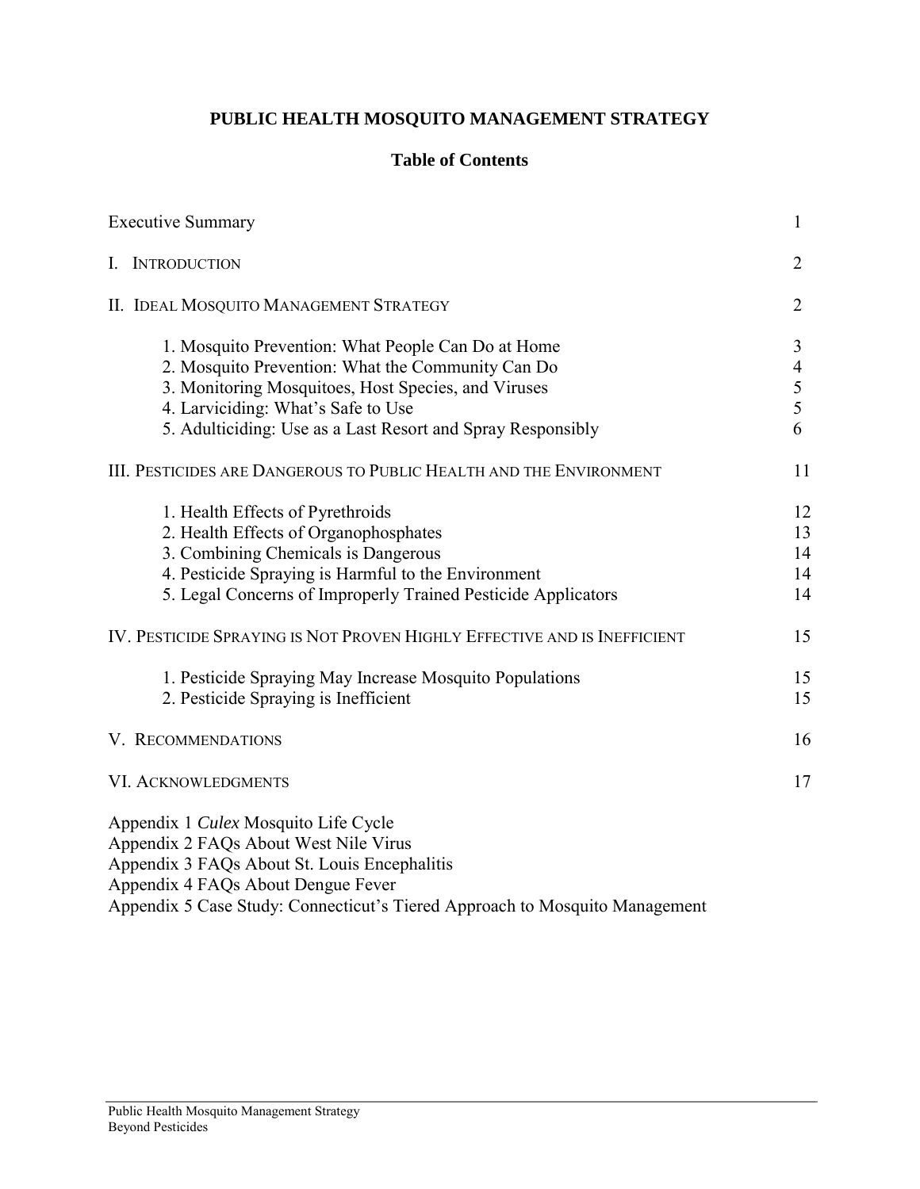# PUBLIC HEALTH MOSQUITO MANAGEMENT STRATEGY

## Table of Contents

| | |
|---|---|
| Executive Summary | 1 |
| I. Introduction | 2 |
| II. Ideal Mosquito Management Strategy | 2 |
| 1. Mosquito Prevention: What People Can Do at Home | 3 |
| 2. Mosquito Prevention: What the Community Can Do | 4 |
| 3. Monitoring Mosquitoes, Host Species, and Viruses | 5 |
| 4. Larviciding: What's Safe to Use | 5 |
| 5. Adulticiding: Use as a Last Resort and Spray Responsibly | 6 |
| III. Pesticides are Dangerous to Public Health and the Environment | 11 |
| 1. Health Effects of Pyrethroids | 12 |
| 2. Health Effects of Organophosphates | 13 |
| 3. Combining Chemicals is Dangerous | 14 |
| 4. Pesticide Spraying is Harmful to the Environment | 14 |
| 5. Legal Concerns of Improperly Trained Pesticide Applicators | 14 |
| IV. Pesticide Spraying is Not Proven Highly Effective and is Inefficient | 15 |
| 1. Pesticide Spraying May Increase Mosquito Populations | 15 |
| 2. Pesticide Spraying is Inefficient | 15 |
| V. Recommendations | 16 |
| VI. Acknowledgments | 17 |

Appendix 1 *Culex* Mosquito Life Cycle
Appendix 2 FAQs About West Nile Virus
Appendix 3 FAQs About St. Louis Encephalitis
Appendix 4 FAQs About Dengue Fever
Appendix 5 Case Study: Connecticut's Tiered Approach to Mosquito Management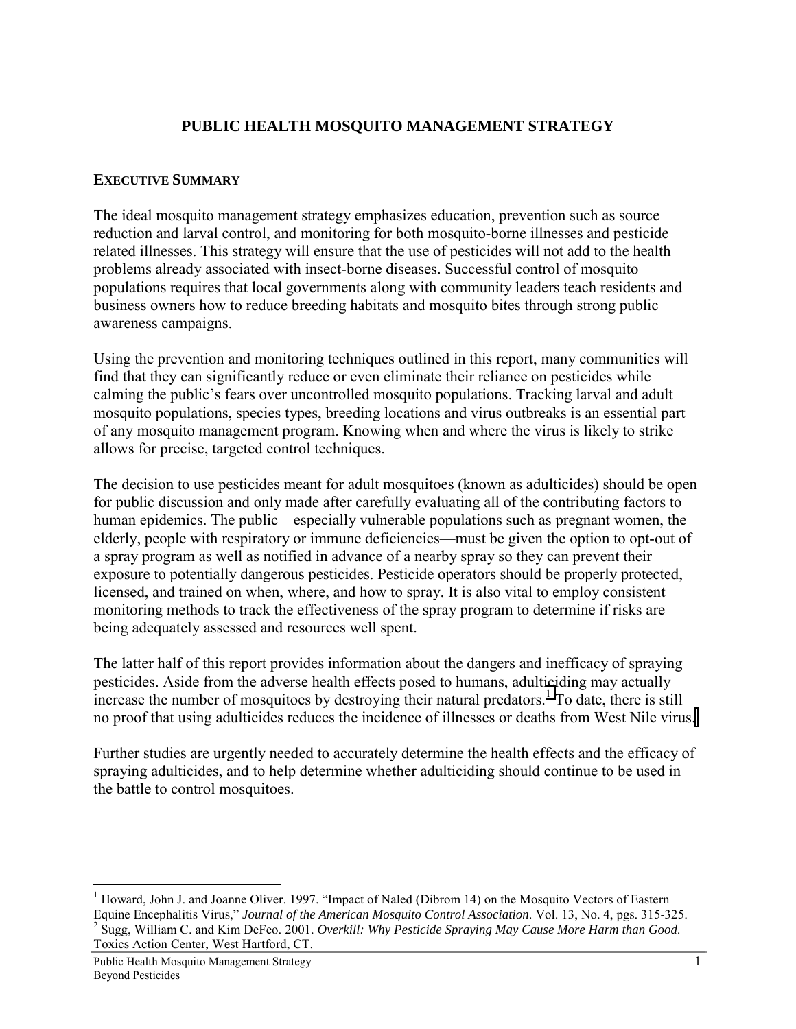# PUBLIC HEALTH MOSQUITO MANAGEMENT STRATEGY

## EXECUTIVE SUMMARY

The ideal mosquito management strategy emphasizes education, prevention such as source reduction and larval control, and monitoring for both mosquito-borne illnesses and pesticide related illnesses. This strategy will ensure that the use of pesticides will not add to the health problems already associated with insect-borne diseases. Successful control of mosquito populations requires that local governments along with community leaders teach residents and business owners how to reduce breeding habitats and mosquito bites through strong public awareness campaigns.

Using the prevention and monitoring techniques outlined in this report, many communities will find that they can significantly reduce or even eliminate their reliance on pesticides while calming the public's fears over uncontrolled mosquito populations. Tracking larval and adult mosquito populations, species types, breeding locations and virus outbreaks is an essential part of any mosquito management program. Knowing when and where the virus is likely to strike allows for precise, targeted control techniques.

The decision to use pesticides meant for adult mosquitoes (known as adulticides) should be open for public discussion and only made after carefully evaluating all of the contributing factors to human epidemics. The public—especially vulnerable populations such as pregnant women, the elderly, people with respiratory or immune deficiencies—must be given the option to opt-out of a spray program as well as notified in advance of a nearby spray so they can prevent their exposure to potentially dangerous pesticides. Pesticide operators should be properly protected, licensed, and trained on when, where, and how to spray. It is also vital to employ consistent monitoring methods to track the effectiveness of the spray program to determine if risks are being adequately assessed and resources well spent.

The latter half of this report provides information about the dangers and inefficacy of spraying pesticides. Aside from the adverse health effects posed to humans, adulticiding may actually increase the number of mosquitoes by destroying their natural predators.[1] To date, there is still no proof that using adulticides reduces the incidence of illnesses or deaths from West Nile virus.[2]

Further studies are urgently needed to accurately determine the health effects and the efficacy of spraying adulticides, and to help determine whether adulticiding should continue to be used in the battle to control mosquitoes.

---

[1] Howard, John J. and Joanne Oliver. 1997. "Impact of Naled (Dibrom 14) on the Mosquito Vectors of Eastern Equine Encephalitis Virus," *Journal of the American Mosquito Control Association*. Vol. 13, No. 4, pgs. 315-325.

[2] Sugg, William C. and Kim DeFeo. 2001. *Overkill: Why Pesticide Spraying May Cause More Harm than Good*. Toxics Action Center, West Hartford, CT.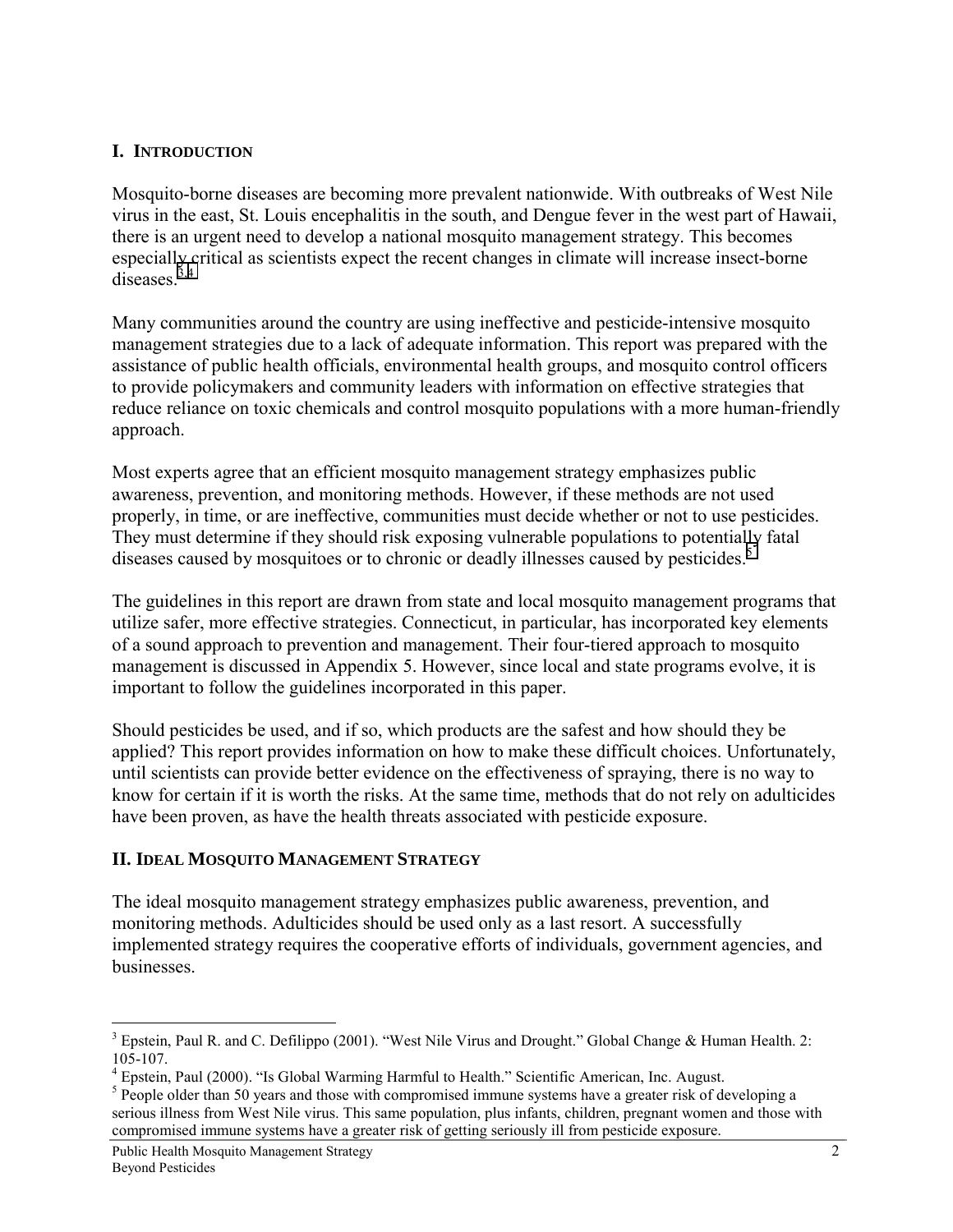## I. INTRODUCTION

Mosquito-borne diseases are becoming more prevalent nationwide. With outbreaks of West Nile virus in the east, St. Louis encephalitis in the south, and Dengue fever in the west part of Hawaii, there is an urgent need to develop a national mosquito management strategy. This becomes especially critical as scientists expect the recent changes in climate will increase insect-borne diseases.[3,4]

Many communities around the country are using ineffective and pesticide-intensive mosquito management strategies due to a lack of adequate information. This report was prepared with the assistance of public health officials, environmental health groups, and mosquito control officers to provide policymakers and community leaders with information on effective strategies that reduce reliance on toxic chemicals and control mosquito populations with a more human-friendly approach.

Most experts agree that an efficient mosquito management strategy emphasizes public awareness, prevention, and monitoring methods. However, if these methods are not used properly, in time, or are ineffective, communities must decide whether or not to use pesticides. They must determine if they should risk exposing vulnerable populations to potentially fatal diseases caused by mosquitoes or to chronic or deadly illnesses caused by pesticides.[5]

The guidelines in this report are drawn from state and local mosquito management programs that utilize safer, more effective strategies. Connecticut, in particular, has incorporated key elements of a sound approach to prevention and management. Their four-tiered approach to mosquito management is discussed in Appendix 5. However, since local and state programs evolve, it is important to follow the guidelines incorporated in this paper.

Should pesticides be used, and if so, which products are the safest and how should they be applied? This report provides information on how to make these difficult choices. Unfortunately, until scientists can provide better evidence on the effectiveness of spraying, there is no way to know for certain if it is worth the risks. At the same time, methods that do not rely on adulticides have been proven, as have the health threats associated with pesticide exposure.

## II. IDEAL MOSQUITO MANAGEMENT STRATEGY

The ideal mosquito management strategy emphasizes public awareness, prevention, and monitoring methods. Adulticides should be used only as a last resort. A successfully implemented strategy requires the cooperative efforts of individuals, government agencies, and businesses.

---

[3] Epstein, Paul R. and C. Defilippo (2001). "West Nile Virus and Drought." Global Change & Human Health. 2: 105-107.

[4] Epstein, Paul (2000). "Is Global Warming Harmful to Health." Scientific American, Inc. August.

[5] People older than 50 years and those with compromised immune systems have a greater risk of developing a serious illness from West Nile virus. This same population, plus infants, children, pregnant women and those with compromised immune systems have a greater risk of getting seriously ill from pesticide exposure.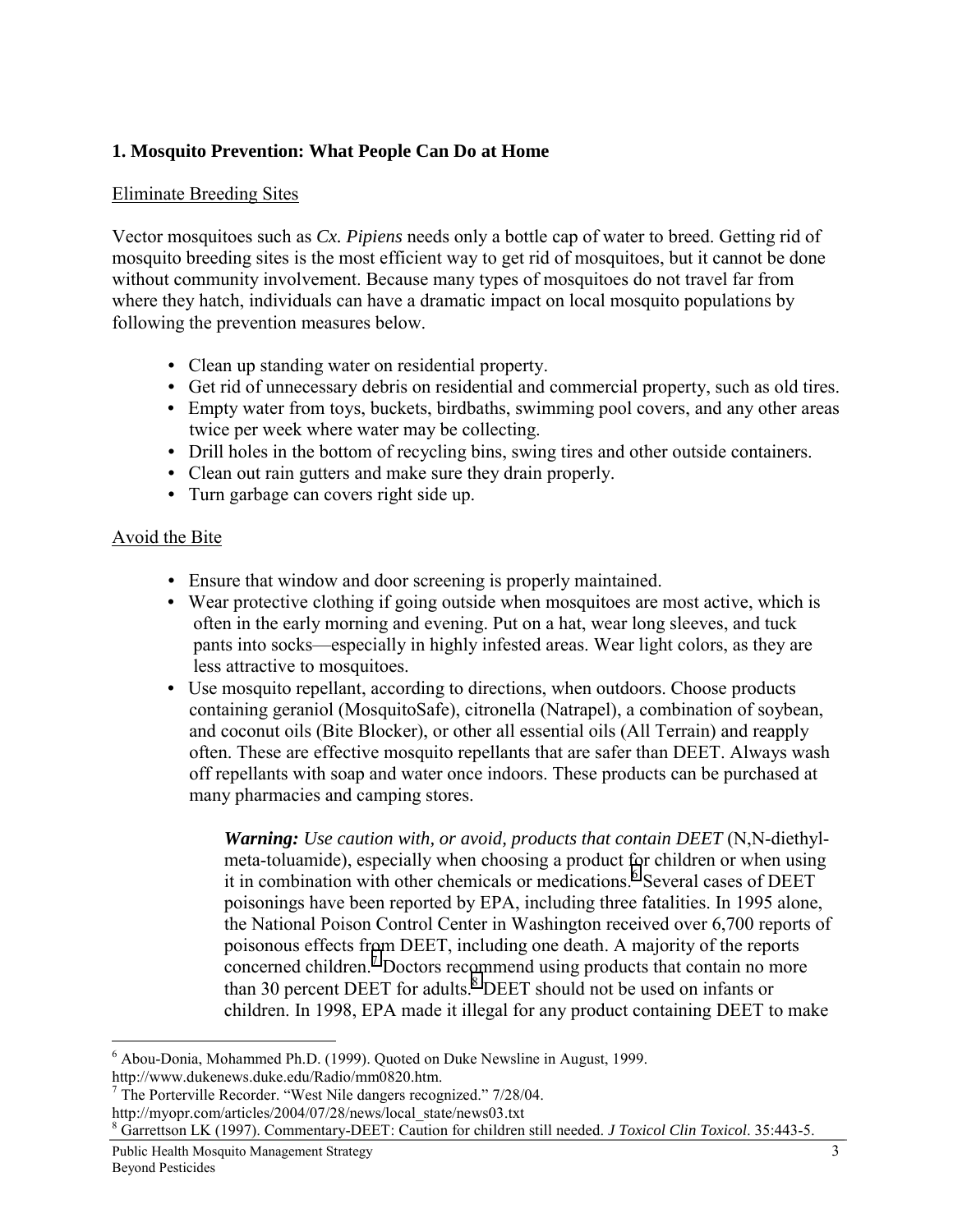## 1. Mosquito Prevention: What People Can Do at Home

### Eliminate Breeding Sites

Vector mosquitoes such as *Cx. Pipiens* needs only a bottle cap of water to breed. Getting rid of mosquito breeding sites is the most efficient way to get rid of mosquitoes, but it cannot be done without community involvement. Because many types of mosquitoes do not travel far from where they hatch, individuals can have a dramatic impact on local mosquito populations by following the prevention measures below.

- Clean up standing water on residential property.
- Get rid of unnecessary debris on residential and commercial property, such as old tires.
- Empty water from toys, buckets, birdbaths, swimming pool covers, and any other areas twice per week where water may be collecting.
- Drill holes in the bottom of recycling bins, swing tires and other outside containers.
- Clean out rain gutters and make sure they drain properly.
- Turn garbage can covers right side up.

### Avoid the Bite

- Ensure that window and door screening is properly maintained.
- Wear protective clothing if going outside when mosquitoes are most active, which is often in the early morning and evening. Put on a hat, wear long sleeves, and tuck pants into socks—especially in highly infested areas. Wear light colors, as they are less attractive to mosquitoes.
- Use mosquito repellant, according to directions, when outdoors. Choose products containing geraniol (MosquitoSafe), citronella (Natrapel), a combination of soybean, and coconut oils (Bite Blocker), or other all essential oils (All Terrain) and reapply often. These are effective mosquito repellants that are safer than DEET. Always wash off repellants with soap and water once indoors. These products can be purchased at many pharmacies and camping stores.

> ***Warning:*** *Use caution with, or avoid, products that contain DEET* (N,N-diethyl-meta-toluamide), especially when choosing a product for children or when using it in combination with other chemicals or medications.[6] Several cases of DEET poisonings have been reported by EPA, including three fatalities. In 1995 alone, the National Poison Control Center in Washington received over 6,700 reports of poisonous effects from DEET, including one death. A majority of the reports concerned children.[7] Doctors recommend using products that contain no more than 30 percent DEET for adults.[8] DEET should not be used on infants or children. In 1998, EPA made it illegal for any product containing DEET to make

---

[6] Abou-Donia, Mohammed Ph.D. (1999). Quoted on Duke Newsline in August, 1999. http://www.dukenews.duke.edu/Radio/mm0820.htm.

[7] The Porterville Recorder. "West Nile dangers recognized." 7/28/04. http://myopr.com/articles/2004/07/28/news/local_state/news03.txt

[8] Garrettson LK (1997). Commentary-DEET: Caution for children still needed. *J Toxicol Clin Toxicol*. 35:443-5.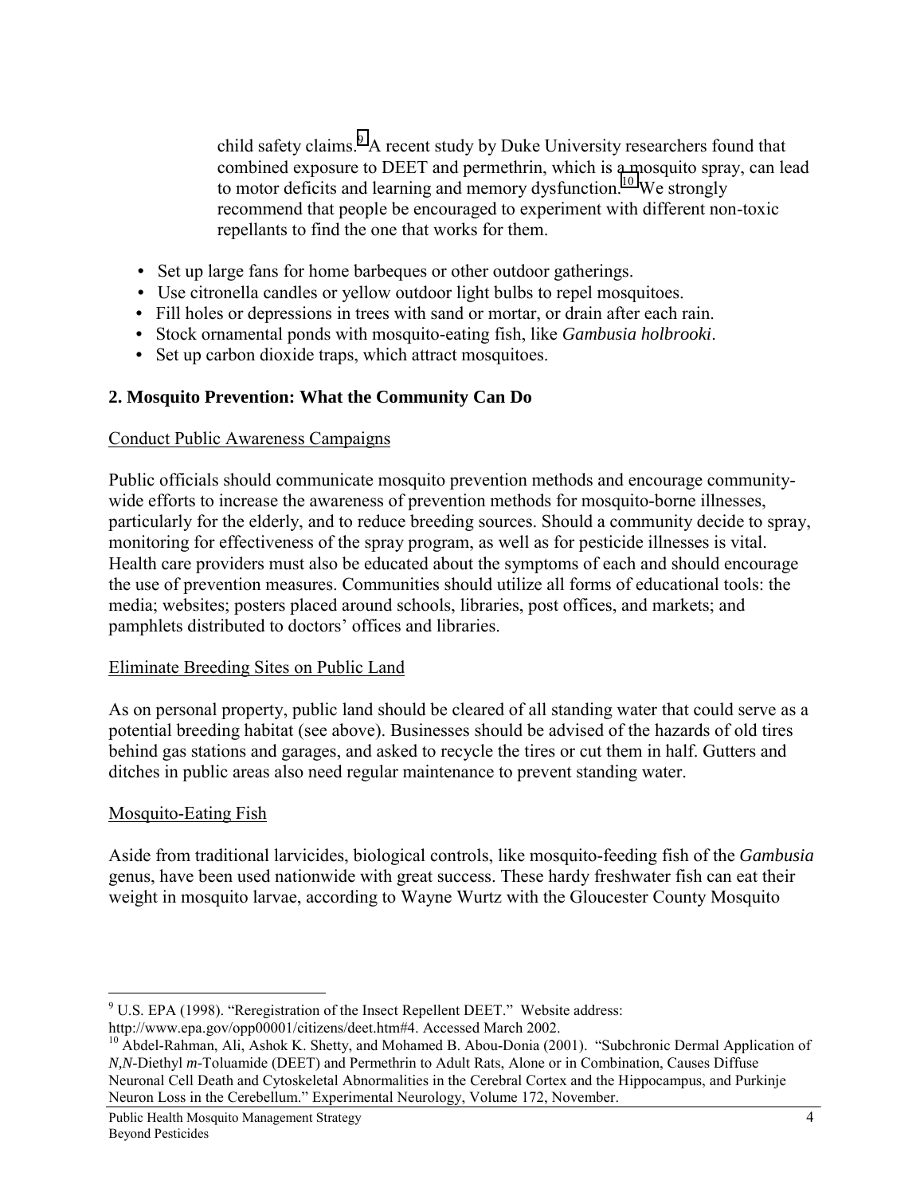child safety claims.[9] A recent study by Duke University researchers found that combined exposure to DEET and permethrin, which is a mosquito spray, can lead to motor deficits and learning and memory dysfunction.[10] We strongly recommend that people be encouraged to experiment with different non-toxic repellants to find the one that works for them.

- Set up large fans for home barbeques or other outdoor gatherings.
- Use citronella candles or yellow outdoor light bulbs to repel mosquitoes.
- Fill holes or depressions in trees with sand or mortar, or drain after each rain.
- Stock ornamental ponds with mosquito-eating fish, like *Gambusia holbrooki*.
- Set up carbon dioxide traps, which attract mosquitoes.

### 2. Mosquito Prevention: What the Community Can Do

Conduct Public Awareness Campaigns

Public officials should communicate mosquito prevention methods and encourage community-wide efforts to increase the awareness of prevention methods for mosquito-borne illnesses, particularly for the elderly, and to reduce breeding sources. Should a community decide to spray, monitoring for effectiveness of the spray program, as well as for pesticide illnesses is vital. Health care providers must also be educated about the symptoms of each and should encourage the use of prevention measures. Communities should utilize all forms of educational tools: the media; websites; posters placed around schools, libraries, post offices, and markets; and pamphlets distributed to doctors' offices and libraries.

Eliminate Breeding Sites on Public Land

As on personal property, public land should be cleared of all standing water that could serve as a potential breeding habitat (see above). Businesses should be advised of the hazards of old tires behind gas stations and garages, and asked to recycle the tires or cut them in half. Gutters and ditches in public areas also need regular maintenance to prevent standing water.

Mosquito-Eating Fish

Aside from traditional larvicides, biological controls, like mosquito-feeding fish of the *Gambusia* genus, have been used nationwide with great success. These hardy freshwater fish can eat their weight in mosquito larvae, according to Wayne Wurtz with the Gloucester County Mosquito

---

[9] U.S. EPA (1998). "Reregistration of the Insect Repellent DEET." Website address: http://www.epa.gov/opp00001/citizens/deet.htm#4. Accessed March 2002.

[10] Abdel-Rahman, Ali, Ashok K. Shetty, and Mohamed B. Abou-Donia (2001). "Subchronic Dermal Application of *N,N*-Diethyl *m*-Toluamide (DEET) and Permethrin to Adult Rats, Alone or in Combination, Causes Diffuse Neuronal Cell Death and Cytoskeletal Abnormalities in the Cerebral Cortex and the Hippocampus, and Purkinje Neuron Loss in the Cerebellum." Experimental Neurology, Volume 172, November.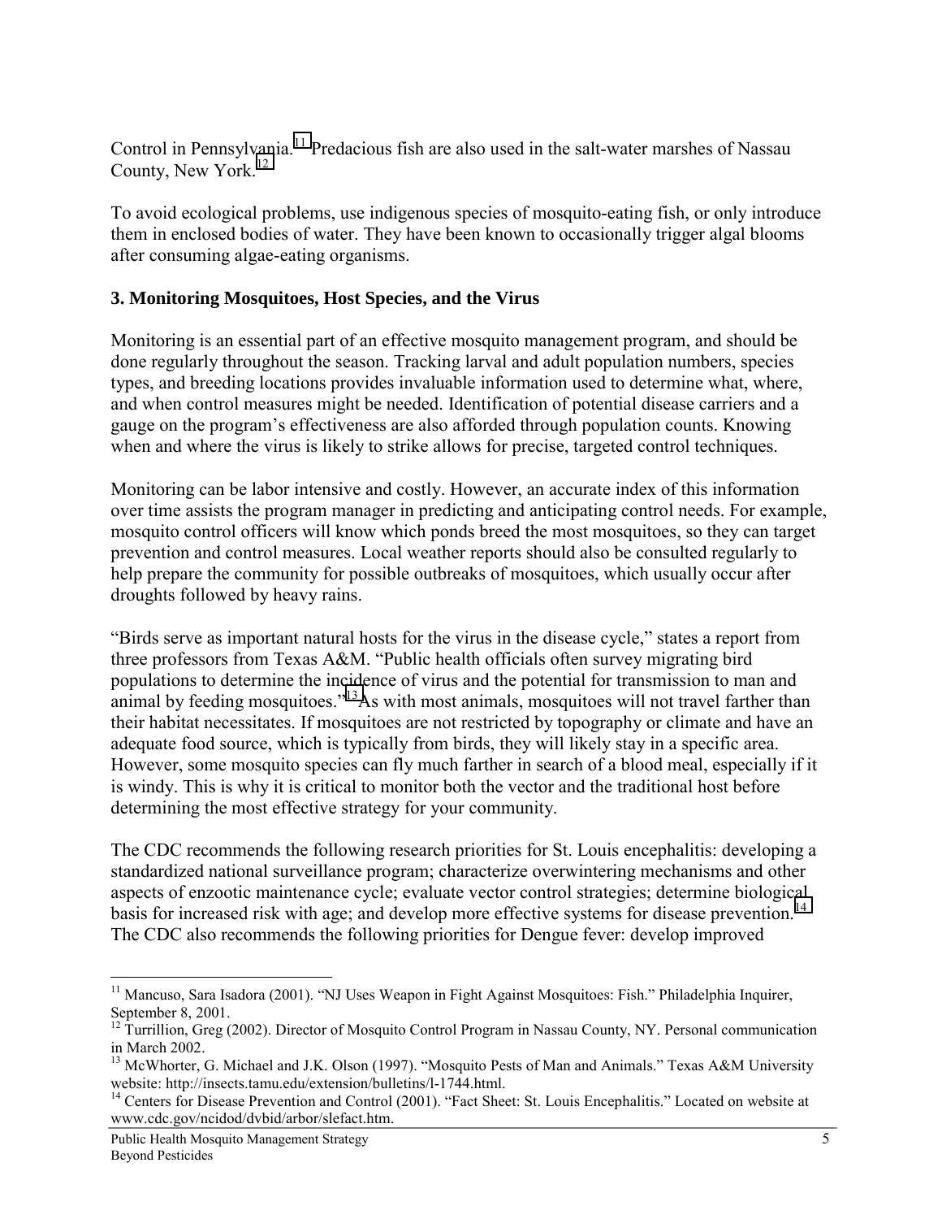Control in Pennsylvania.[11] Predacious fish are also used in the salt-water marshes of Nassau County, New York.[12]

To avoid ecological problems, use indigenous species of mosquito-eating fish, or only introduce them in enclosed bodies of water. They have been known to occasionally trigger algal blooms after consuming algae-eating organisms.

### 3. Monitoring Mosquitoes, Host Species, and the Virus

Monitoring is an essential part of an effective mosquito management program, and should be done regularly throughout the season. Tracking larval and adult population numbers, species types, and breeding locations provides invaluable information used to determine what, where, and when control measures might be needed. Identification of potential disease carriers and a gauge on the program's effectiveness are also afforded through population counts. Knowing when and where the virus is likely to strike allows for precise, targeted control techniques.

Monitoring can be labor intensive and costly. However, an accurate index of this information over time assists the program manager in predicting and anticipating control needs. For example, mosquito control officers will know which ponds breed the most mosquitoes, so they can target prevention and control measures. Local weather reports should also be consulted regularly to help prepare the community for possible outbreaks of mosquitoes, which usually occur after droughts followed by heavy rains.

"Birds serve as important natural hosts for the virus in the disease cycle," states a report from three professors from Texas A&M. "Public health officials often survey migrating bird populations to determine the incidence of virus and the potential for transmission to man and animal by feeding mosquitoes."[13] As with most animals, mosquitoes will not travel farther than their habitat necessitates. If mosquitoes are not restricted by topography or climate and have an adequate food source, which is typically from birds, they will likely stay in a specific area. However, some mosquito species can fly much farther in search of a blood meal, especially if it is windy. This is why it is critical to monitor both the vector and the traditional host before determining the most effective strategy for your community.

The CDC recommends the following research priorities for St. Louis encephalitis: developing a standardized national surveillance program; characterize overwintering mechanisms and other aspects of enzootic maintenance cycle; evaluate vector control strategies; determine biological basis for increased risk with age; and develop more effective systems for disease prevention.[14] The CDC also recommends the following priorities for Dengue fever: develop improved

---

[11] Mancuso, Sara Isadora (2001). "NJ Uses Weapon in Fight Against Mosquitoes: Fish." Philadelphia Inquirer, September 8, 2001.

[12] Turrillion, Greg (2002). Director of Mosquito Control Program in Nassau County, NY. Personal communication in March 2002.

[13] McWhorter, G. Michael and J.K. Olson (1997). "Mosquito Pests of Man and Animals." Texas A&M University website: http://insects.tamu.edu/extension/bulletins/l-1744.html.

[14] Centers for Disease Prevention and Control (2001). "Fact Sheet: St. Louis Encephalitis." Located on website at www.cdc.gov/ncidod/dvbid/arbor/slefact.htm.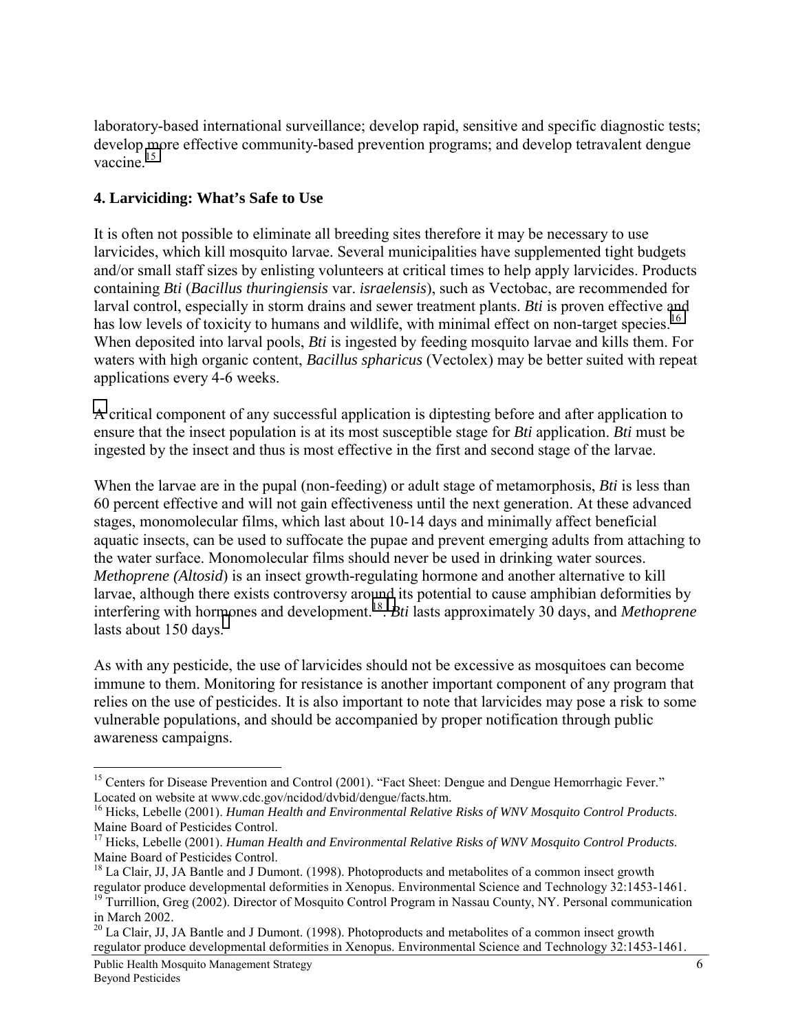laboratory-based international surveillance; develop rapid, sensitive and specific diagnostic tests; develop more effective community-based prevention programs; and develop tetravalent dengue vaccine.[15]

### 4. Larviciding: What's Safe to Use

It is often not possible to eliminate all breeding sites therefore it may be necessary to use larvicides, which kill mosquito larvae. Several municipalities have supplemented tight budgets and/or small staff sizes by enlisting volunteers at critical times to help apply larvicides. Products containing *Bti* (*Bacillus thuringiensis* var. *israelensis*), such as Vectobac, are recommended for larval control, especially in storm drains and sewer treatment plants. *Bti* is proven effective and has low levels of toxicity to humans and wildlife, with minimal effect on non-target species.[16] When deposited into larval pools, *Bti* is ingested by feeding mosquito larvae and kills them. For waters with high organic content, *Bacillus spharicus* (Vectolex) may be better suited with repeat applications every 4-6 weeks.

A critical component of any successful application is diptesting before and after application to ensure that the insect population is at its most susceptible stage for *Bti* application. *Bti* must be ingested by the insect and thus is most effective in the first and second stage of the larvae.

When the larvae are in the pupal (non-feeding) or adult stage of metamorphosis, *Bti* is less than 60 percent effective and will not gain effectiveness until the next generation. At these advanced stages, monomolecular films, which last about 10-14 days and minimally affect beneficial aquatic insects, can be used to suffocate the pupae and prevent emerging adults from attaching to the water surface. Monomolecular films should never be used in drinking water sources. *Methoprene (Altosid*) is an insect growth-regulating hormone and another alternative to kill larvae, although there exists controversy around its potential to cause amphibian deformities by interfering with hormones and development.[18] *Bti* lasts approximately 30 days, and *Methoprene* lasts about 150 days.

As with any pesticide, the use of larvicides should not be excessive as mosquitoes can become immune to them. Monitoring for resistance is another important component of any program that relies on the use of pesticides. It is also important to note that larvicides may pose a risk to some vulnerable populations, and should be accompanied by proper notification through public awareness campaigns.

---

[15] Centers for Disease Prevention and Control (2001). "Fact Sheet: Dengue and Dengue Hemorrhagic Fever." Located on website at www.cdc.gov/ncidod/dvbid/dengue/facts.htm.

[16] Hicks, Lebelle (2001). *Human Health and Environmental Relative Risks of WNV Mosquito Control Products.* Maine Board of Pesticides Control.

[17] Hicks, Lebelle (2001). *Human Health and Environmental Relative Risks of WNV Mosquito Control Products.* Maine Board of Pesticides Control.

[18] La Clair, JJ, JA Bantle and J Dumont. (1998). Photoproducts and metabolites of a common insect growth regulator produce developmental deformities in Xenopus. Environmental Science and Technology 32:1453-1461.

[19] Turrillion, Greg (2002). Director of Mosquito Control Program in Nassau County, NY. Personal communication in March 2002.

[20] La Clair, JJ, JA Bantle and J Dumont. (1998). Photoproducts and metabolites of a common insect growth regulator produce developmental deformities in Xenopus. Environmental Science and Technology 32:1453-1461.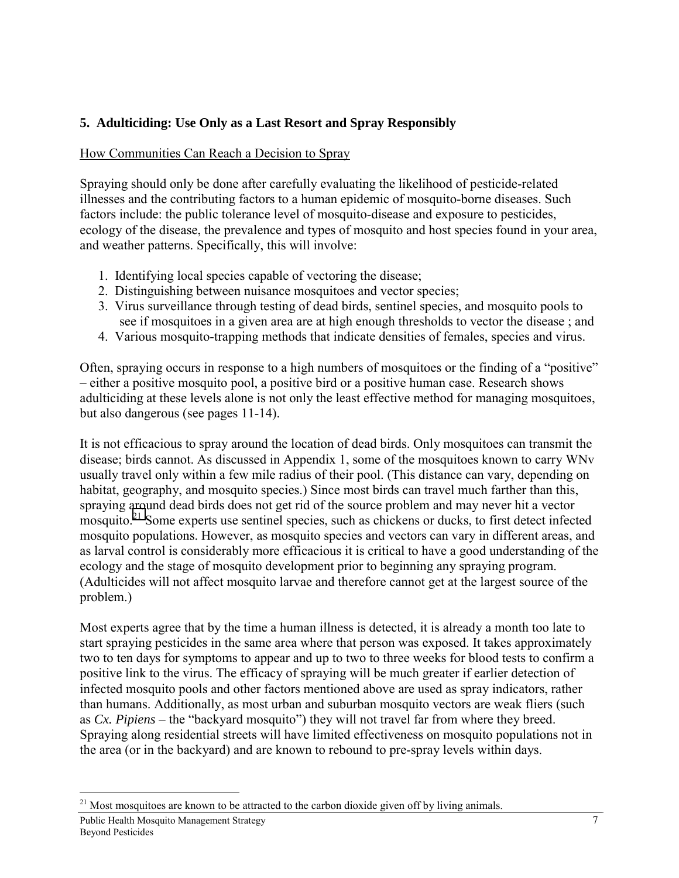## 5. Adulticiding: Use Only as a Last Resort and Spray Responsibly

How Communities Can Reach a Decision to Spray

Spraying should only be done after carefully evaluating the likelihood of pesticide-related illnesses and the contributing factors to a human epidemic of mosquito-borne diseases. Such factors include: the public tolerance level of mosquito-disease and exposure to pesticides, ecology of the disease, the prevalence and types of mosquito and host species found in your area, and weather patterns. Specifically, this will involve:

1. Identifying local species capable of vectoring the disease;
2. Distinguishing between nuisance mosquitoes and vector species;
3. Virus surveillance through testing of dead birds, sentinel species, and mosquito pools to see if mosquitoes in a given area are at high enough thresholds to vector the disease ; and
4. Various mosquito-trapping methods that indicate densities of females, species and virus.

Often, spraying occurs in response to a high numbers of mosquitoes or the finding of a "positive" – either a positive mosquito pool, a positive bird or a positive human case. Research shows adulticiding at these levels alone is not only the least effective method for managing mosquitoes, but also dangerous (see pages 11-14).

It is not efficacious to spray around the location of dead birds. Only mosquitoes can transmit the disease; birds cannot. As discussed in Appendix 1, some of the mosquitoes known to carry WNv usually travel only within a few mile radius of their pool. (This distance can vary, depending on habitat, geography, and mosquito species.) Since most birds can travel much farther than this, spraying around dead birds does not get rid of the source problem and may never hit a vector mosquito.[21] Some experts use sentinel species, such as chickens or ducks, to first detect infected mosquito populations. However, as mosquito species and vectors can vary in different areas, and as larval control is considerably more efficacious it is critical to have a good understanding of the ecology and the stage of mosquito development prior to beginning any spraying program. (Adulticides will not affect mosquito larvae and therefore cannot get at the largest source of the problem.)

Most experts agree that by the time a human illness is detected, it is already a month too late to start spraying pesticides in the same area where that person was exposed. It takes approximately two to ten days for symptoms to appear and up to two to three weeks for blood tests to confirm a positive link to the virus. The efficacy of spraying will be much greater if earlier detection of infected mosquito pools and other factors mentioned above are used as spray indicators, rather than humans. Additionally, as most urban and suburban mosquito vectors are weak fliers (such as *Cx. Pipiens* – the "backyard mosquito") they will not travel far from where they breed. Spraying along residential streets will have limited effectiveness on mosquito populations not in the area (or in the backyard) and are known to rebound to pre-spray levels within days.

[21] Most mosquitoes are known to be attracted to the carbon dioxide given off by living animals.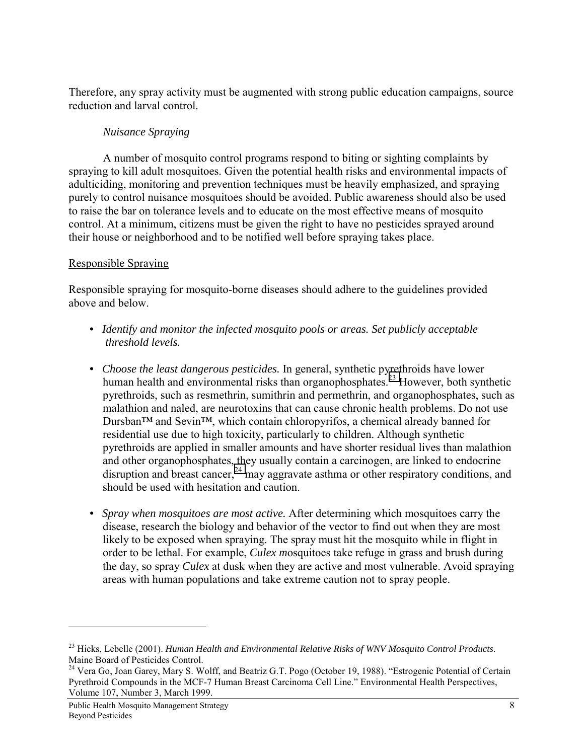Therefore, any spray activity must be augmented with strong public education campaigns, source reduction and larval control.

*Nuisance Spraying*

A number of mosquito control programs respond to biting or sighting complaints by spraying to kill adult mosquitoes. Given the potential health risks and environmental impacts of adulticiding, monitoring and prevention techniques must be heavily emphasized, and spraying purely to control nuisance mosquitoes should be avoided. Public awareness should also be used to raise the bar on tolerance levels and to educate on the most effective means of mosquito control. At a minimum, citizens must be given the right to have no pesticides sprayed around their house or neighborhood and to be notified well before spraying takes place.

<u>Responsible Spraying</u>

Responsible spraying for mosquito-borne diseases should adhere to the guidelines provided above and below.

- *Identify and monitor the infected mosquito pools or areas. Set publicly acceptable threshold levels.*
- *Choose the least dangerous pesticides.* In general, synthetic pyrethroids have lower human health and environmental risks than organophosphates.[23] However, both synthetic pyrethroids, such as resmethrin, sumithrin and permethrin, and organophosphates, such as malathion and naled, are neurotoxins that can cause chronic health problems. Do not use Dursban™ and Sevin™, which contain chloropyrifos, a chemical already banned for residential use due to high toxicity, particularly to children. Although synthetic pyrethroids are applied in smaller amounts and have shorter residual lives than malathion and other organophosphates, they usually contain a carcinogen, are linked to endocrine disruption and breast cancer,[24] may aggravate asthma or other respiratory conditions, and should be used with hesitation and caution.
- *Spray when mosquitoes are most active.* After determining which mosquitoes carry the disease, research the biology and behavior of the vector to find out when they are most likely to be exposed when spraying. The spray must hit the mosquito while in flight in order to be lethal. For example, *Culex m*osquitoes take refuge in grass and brush during the day, so spray *Culex* at dusk when they are active and most vulnerable. Avoid spraying areas with human populations and take extreme caution not to spray people.

---

[23] Hicks, Lebelle (2001). *Human Health and Environmental Relative Risks of WNV Mosquito Control Products*. Maine Board of Pesticides Control.

[24] Vera Go, Joan Garey, Mary S. Wolff, and Beatriz G.T. Pogo (October 19, 1988). "Estrogenic Potential of Certain Pyrethroid Compounds in the MCF-7 Human Breast Carcinoma Cell Line." Environmental Health Perspectives, Volume 107, Number 3, March 1999.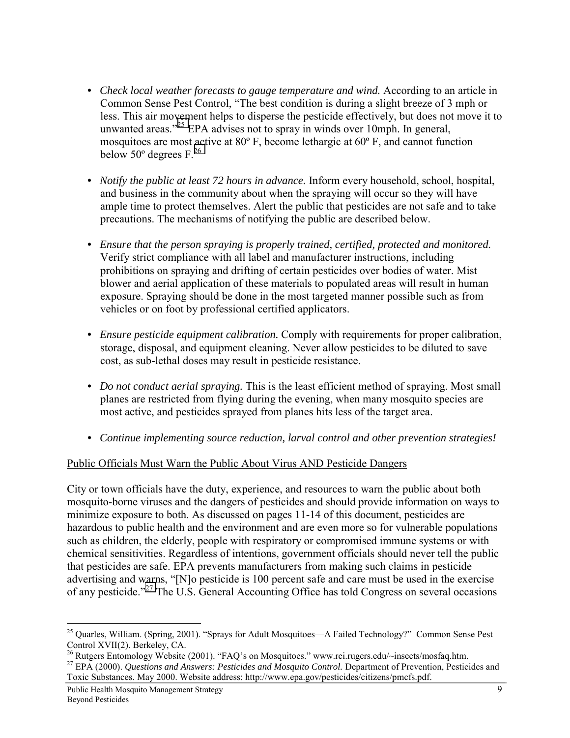- *Check local weather forecasts to gauge temperature and wind.* According to an article in Common Sense Pest Control, "The best condition is during a slight breeze of 3 mph or less. This air movement helps to disperse the pesticide effectively, but does not move it to unwanted areas."[25] EPA advises not to spray in winds over 10mph. In general, mosquitoes are most active at 80º F, become lethargic at 60º F, and cannot function below 50º degrees F.[26]

- *Notify the public at least 72 hours in advance.* Inform every household, school, hospital, and business in the community about when the spraying will occur so they will have ample time to protect themselves. Alert the public that pesticides are not safe and to take precautions. The mechanisms of notifying the public are described below.

- *Ensure that the person spraying is properly trained, certified, protected and monitored.* Verify strict compliance with all label and manufacturer instructions, including prohibitions on spraying and drifting of certain pesticides over bodies of water. Mist blower and aerial application of these materials to populated areas will result in human exposure. Spraying should be done in the most targeted manner possible such as from vehicles or on foot by professional certified applicators.

- *Ensure pesticide equipment calibration.* Comply with requirements for proper calibration, storage, disposal, and equipment cleaning. Never allow pesticides to be diluted to save cost, as sub-lethal doses may result in pesticide resistance.

- *Do not conduct aerial spraying.* This is the least efficient method of spraying. Most small planes are restricted from flying during the evening, when many mosquito species are most active, and pesticides sprayed from planes hits less of the target area.

- *Continue implementing source reduction, larval control and other prevention strategies!*

<u>Public Officials Must Warn the Public About Virus AND Pesticide Dangers</u>

City or town officials have the duty, experience, and resources to warn the public about both mosquito-borne viruses and the dangers of pesticides and should provide information on ways to minimize exposure to both. As discussed on pages 11-14 of this document, pesticides are hazardous to public health and the environment and are even more so for vulnerable populations such as children, the elderly, people with respiratory or compromised immune systems or with chemical sensitivities. Regardless of intentions, government officials should never tell the public that pesticides are safe. EPA prevents manufacturers from making such claims in pesticide advertising and warns, "[N]o pesticide is 100 percent safe and care must be used in the exercise of any pesticide."[27] The U.S. General Accounting Office has told Congress on several occasions

---

[25] Quarles, William. (Spring, 2001). "Sprays for Adult Mosquitoes—A Failed Technology?" Common Sense Pest Control XVII(2). Berkeley, CA.

[26] Rutgers Entomology Website (2001). "FAQ's on Mosquitoes." www.rci.rugers.edu/~insects/mosfaq.htm.

[27] EPA (2000). *Questions and Answers: Pesticides and Mosquito Control.* Department of Prevention, Pesticides and Toxic Substances. May 2000. Website address: http://www.epa.gov/pesticides/citizens/pmcfs.pdf.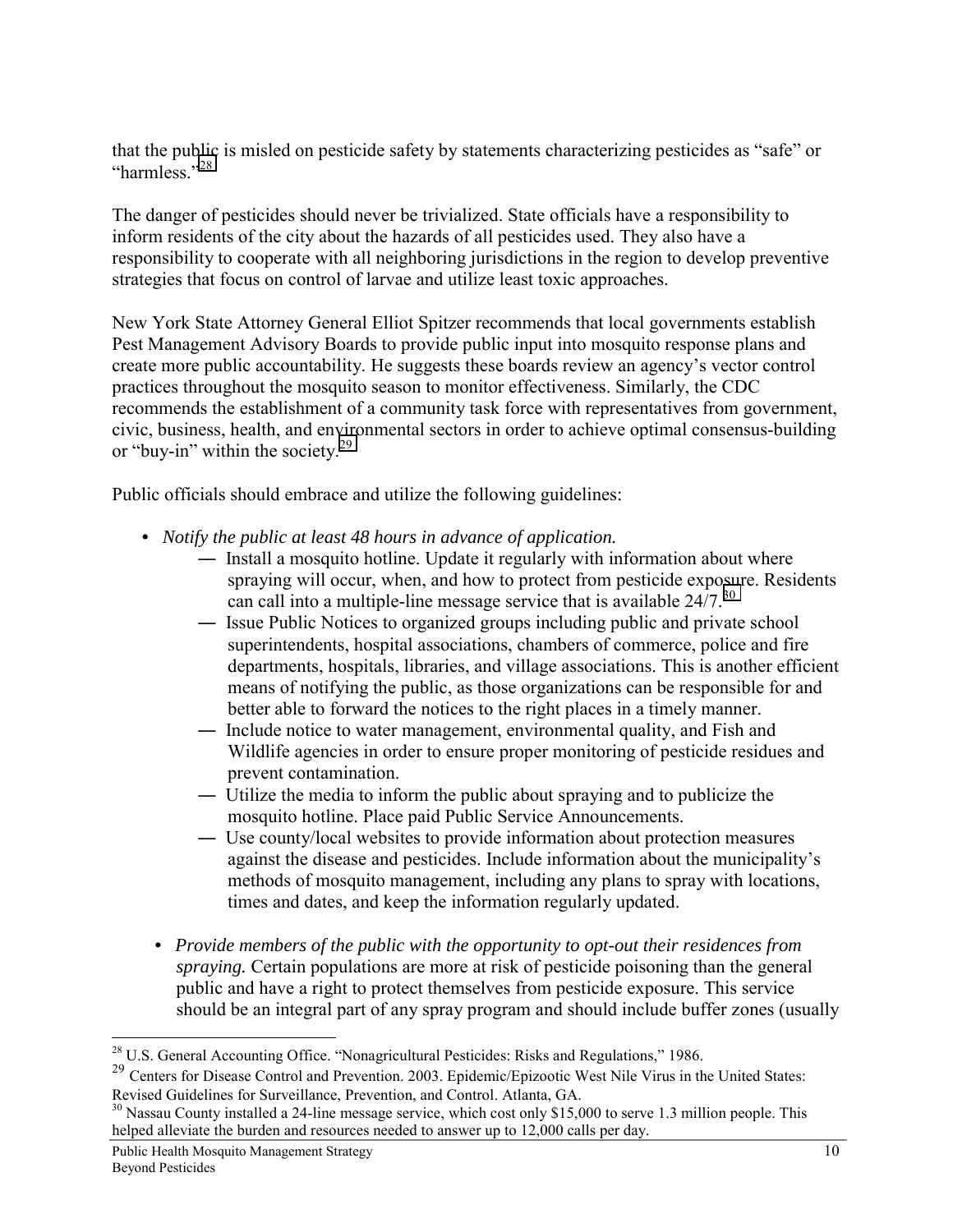that the public is misled on pesticide safety by statements characterizing pesticides as "safe" or "harmless."[28]

The danger of pesticides should never be trivialized. State officials have a responsibility to inform residents of the city about the hazards of all pesticides used. They also have a responsibility to cooperate with all neighboring jurisdictions in the region to develop preventive strategies that focus on control of larvae and utilize least toxic approaches.

New York State Attorney General Elliot Spitzer recommends that local governments establish Pest Management Advisory Boards to provide public input into mosquito response plans and create more public accountability. He suggests these boards review an agency's vector control practices throughout the mosquito season to monitor effectiveness. Similarly, the CDC recommends the establishment of a community task force with representatives from government, civic, business, health, and environmental sectors in order to achieve optimal consensus-building or "buy-in" within the society.[29]

Public officials should embrace and utilize the following guidelines:

- *Notify the public at least 48 hours in advance of application.*
  - — Install a mosquito hotline. Update it regularly with information about where spraying will occur, when, and how to protect from pesticide exposure. Residents can call into a multiple-line message service that is available 24/7.[30]
  - — Issue Public Notices to organized groups including public and private school superintendents, hospital associations, chambers of commerce, police and fire departments, hospitals, libraries, and village associations. This is another efficient means of notifying the public, as those organizations can be responsible for and better able to forward the notices to the right places in a timely manner.
  - — Include notice to water management, environmental quality, and Fish and Wildlife agencies in order to ensure proper monitoring of pesticide residues and prevent contamination.
  - — Utilize the media to inform the public about spraying and to publicize the mosquito hotline. Place paid Public Service Announcements.
  - — Use county/local websites to provide information about protection measures against the disease and pesticides. Include information about the municipality's methods of mosquito management, including any plans to spray with locations, times and dates, and keep the information regularly updated.

- *Provide members of the public with the opportunity to opt-out their residences from spraying.* Certain populations are more at risk of pesticide poisoning than the general public and have a right to protect themselves from pesticide exposure. This service should be an integral part of any spray program and should include buffer zones (usually

---

[28] U.S. General Accounting Office. "Nonagricultural Pesticides: Risks and Regulations," 1986.

[29] Centers for Disease Control and Prevention. 2003. Epidemic/Epizootic West Nile Virus in the United States: Revised Guidelines for Surveillance, Prevention, and Control. Atlanta, GA.

[30] Nassau County installed a 24-line message service, which cost only $15,000 to serve 1.3 million people. This helped alleviate the burden and resources needed to answer up to 12,000 calls per day.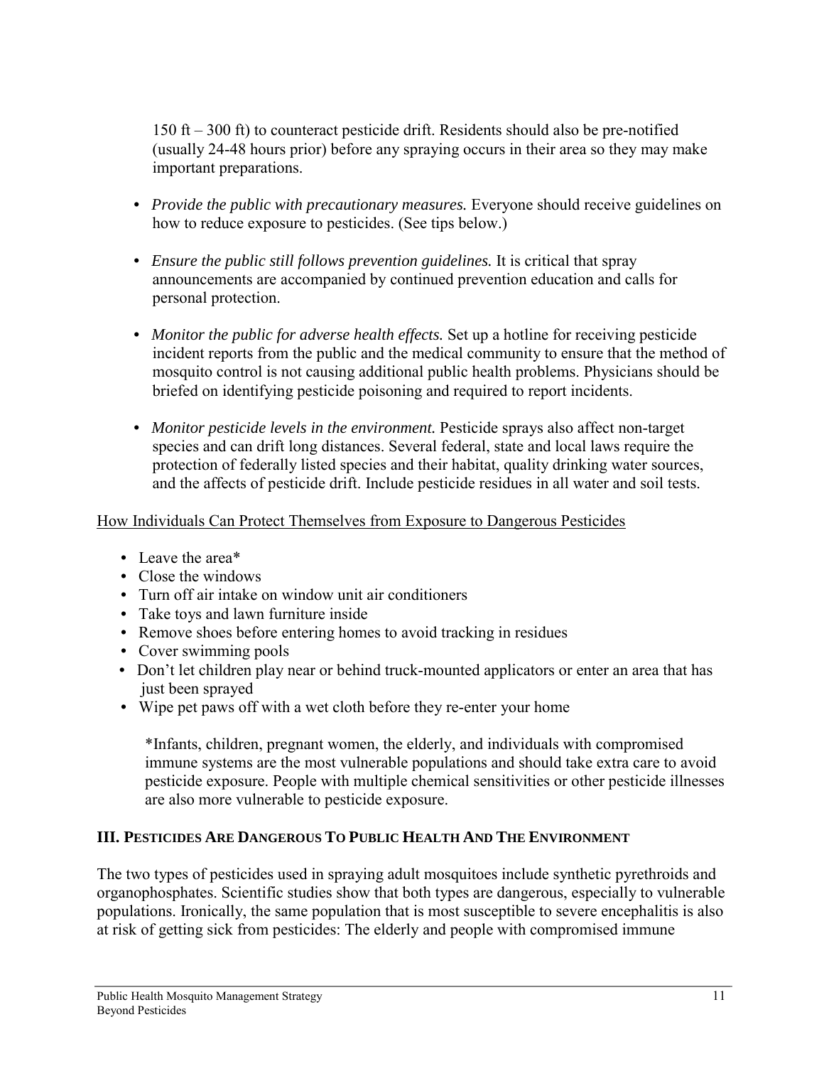150 ft – 300 ft) to counteract pesticide drift. Residents should also be pre-notified (usually 24-48 hours prior) before any spraying occurs in their area so they may make important preparations.

- *Provide the public with precautionary measures.* Everyone should receive guidelines on how to reduce exposure to pesticides. (See tips below.)

- *Ensure the public still follows prevention guidelines.* It is critical that spray announcements are accompanied by continued prevention education and calls for personal protection.

- *Monitor the public for adverse health effects.* Set up a hotline for receiving pesticide incident reports from the public and the medical community to ensure that the method of mosquito control is not causing additional public health problems. Physicians should be briefed on identifying pesticide poisoning and required to report incidents.

- *Monitor pesticide levels in the environment.* Pesticide sprays also affect non-target species and can drift long distances. Several federal, state and local laws require the protection of federally listed species and their habitat, quality drinking water sources, and the affects of pesticide drift. Include pesticide residues in all water and soil tests.

<u>How Individuals Can Protect Themselves from Exposure to Dangerous Pesticides</u>

- Leave the area*
- Close the windows
- Turn off air intake on window unit air conditioners
- Take toys and lawn furniture inside
- Remove shoes before entering homes to avoid tracking in residues
- Cover swimming pools
- Don't let children play near or behind truck-mounted applicators or enter an area that has just been sprayed
- Wipe pet paws off with a wet cloth before they re-enter your home

*Infants, children, pregnant women, the elderly, and individuals with compromised immune systems are the most vulnerable populations and should take extra care to avoid pesticide exposure. People with multiple chemical sensitivities or other pesticide illnesses are also more vulnerable to pesticide exposure.

## III. Pesticides Are Dangerous To Public Health And The Environment

The two types of pesticides used in spraying adult mosquitoes include synthetic pyrethroids and organophosphates. Scientific studies show that both types are dangerous, especially to vulnerable populations. Ironically, the same population that is most susceptible to severe encephalitis is also at risk of getting sick from pesticides: The elderly and people with compromised immune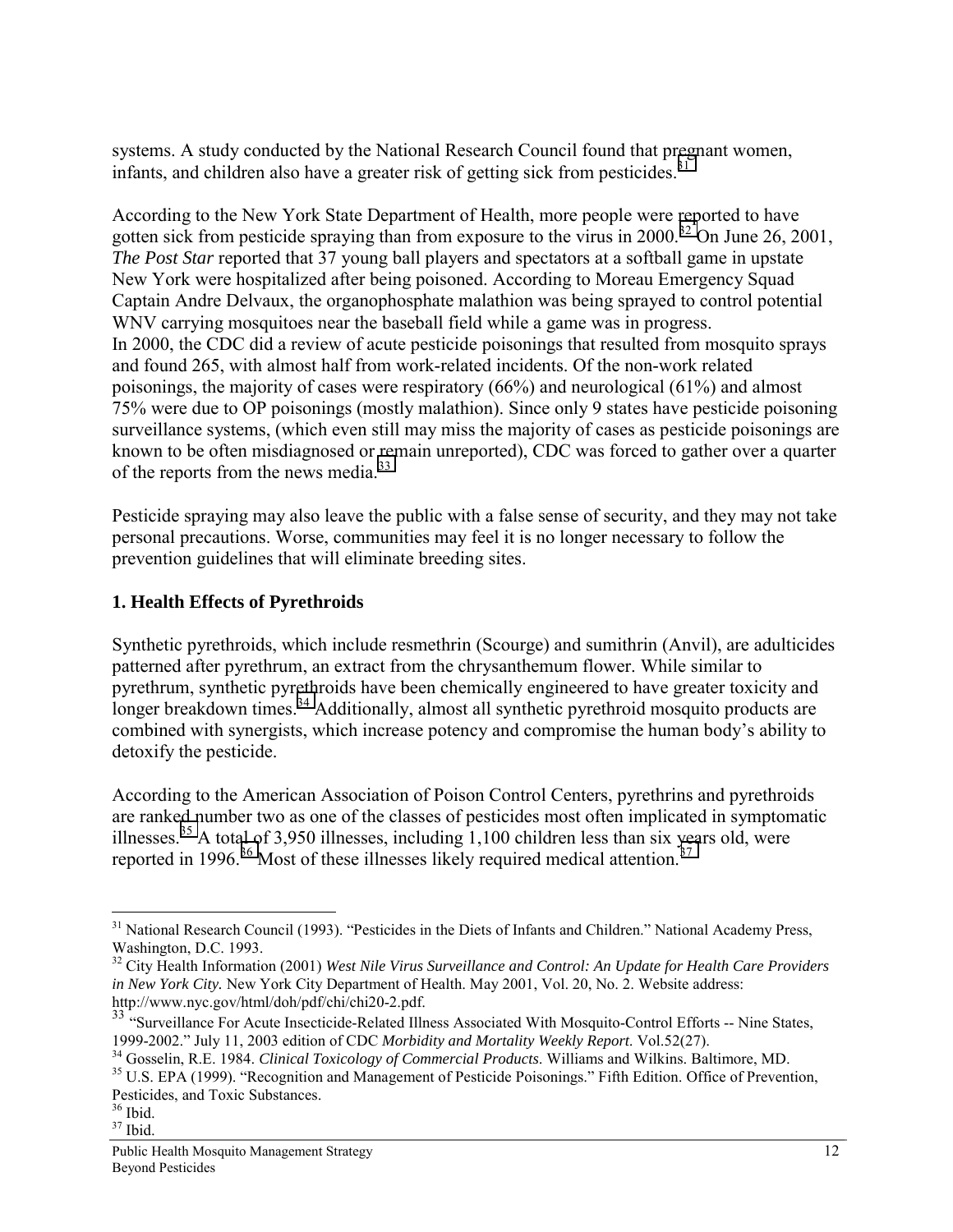systems. A study conducted by the National Research Council found that pregnant women, infants, and children also have a greater risk of getting sick from pesticides.[31]

According to the New York State Department of Health, more people were reported to have gotten sick from pesticide spraying than from exposure to the virus in 2000.[32] On June 26, 2001, *The Post Star* reported that 37 young ball players and spectators at a softball game in upstate New York were hospitalized after being poisoned. According to Moreau Emergency Squad Captain Andre Delvaux, the organophosphate malathion was being sprayed to control potential WNV carrying mosquitoes near the baseball field while a game was in progress.
In 2000, the CDC did a review of acute pesticide poisonings that resulted from mosquito sprays and found 265, with almost half from work-related incidents. Of the non-work related poisonings, the majority of cases were respiratory (66%) and neurological (61%) and almost 75% were due to OP poisonings (mostly malathion). Since only 9 states have pesticide poisoning surveillance systems, (which even still may miss the majority of cases as pesticide poisonings are known to be often misdiagnosed or remain unreported), CDC was forced to gather over a quarter of the reports from the news media.[33]

Pesticide spraying may also leave the public with a false sense of security, and they may not take personal precautions. Worse, communities may feel it is no longer necessary to follow the prevention guidelines that will eliminate breeding sites.

### 1. Health Effects of Pyrethroids

Synthetic pyrethroids, which include resmethrin (Scourge) and sumithrin (Anvil), are adulticides patterned after pyrethrum, an extract from the chrysanthemum flower. While similar to pyrethrum, synthetic pyrethroids have been chemically engineered to have greater toxicity and longer breakdown times.[34] Additionally, almost all synthetic pyrethroid mosquito products are combined with synergists, which increase potency and compromise the human body's ability to detoxify the pesticide.

According to the American Association of Poison Control Centers, pyrethrins and pyrethroids are ranked number two as one of the classes of pesticides most often implicated in symptomatic illnesses.[35] A total of 3,950 illnesses, including 1,100 children less than six years old, were reported in 1996.[36] Most of these illnesses likely required medical attention.[37]

---

[31] National Research Council (1993). "Pesticides in the Diets of Infants and Children." National Academy Press, Washington, D.C. 1993.

[32] City Health Information (2001) *West Nile Virus Surveillance and Control: An Update for Health Care Providers in New York City.* New York City Department of Health. May 2001, Vol. 20, No. 2. Website address: http://www.nyc.gov/html/doh/pdf/chi/chi20-2.pdf.

[33] "Surveillance For Acute Insecticide-Related Illness Associated With Mosquito-Control Efforts -- Nine States, 1999-2002." July 11, 2003 edition of CDC *Morbidity and Mortality Weekly Report*. Vol.52(27).

[34] Gosselin, R.E. 1984. *Clinical Toxicology of Commercial Products.* Williams and Wilkins. Baltimore, MD.

[35] U.S. EPA (1999). "Recognition and Management of Pesticide Poisonings." Fifth Edition. Office of Prevention, Pesticides, and Toxic Substances.

[36] Ibid.

[37] Ibid.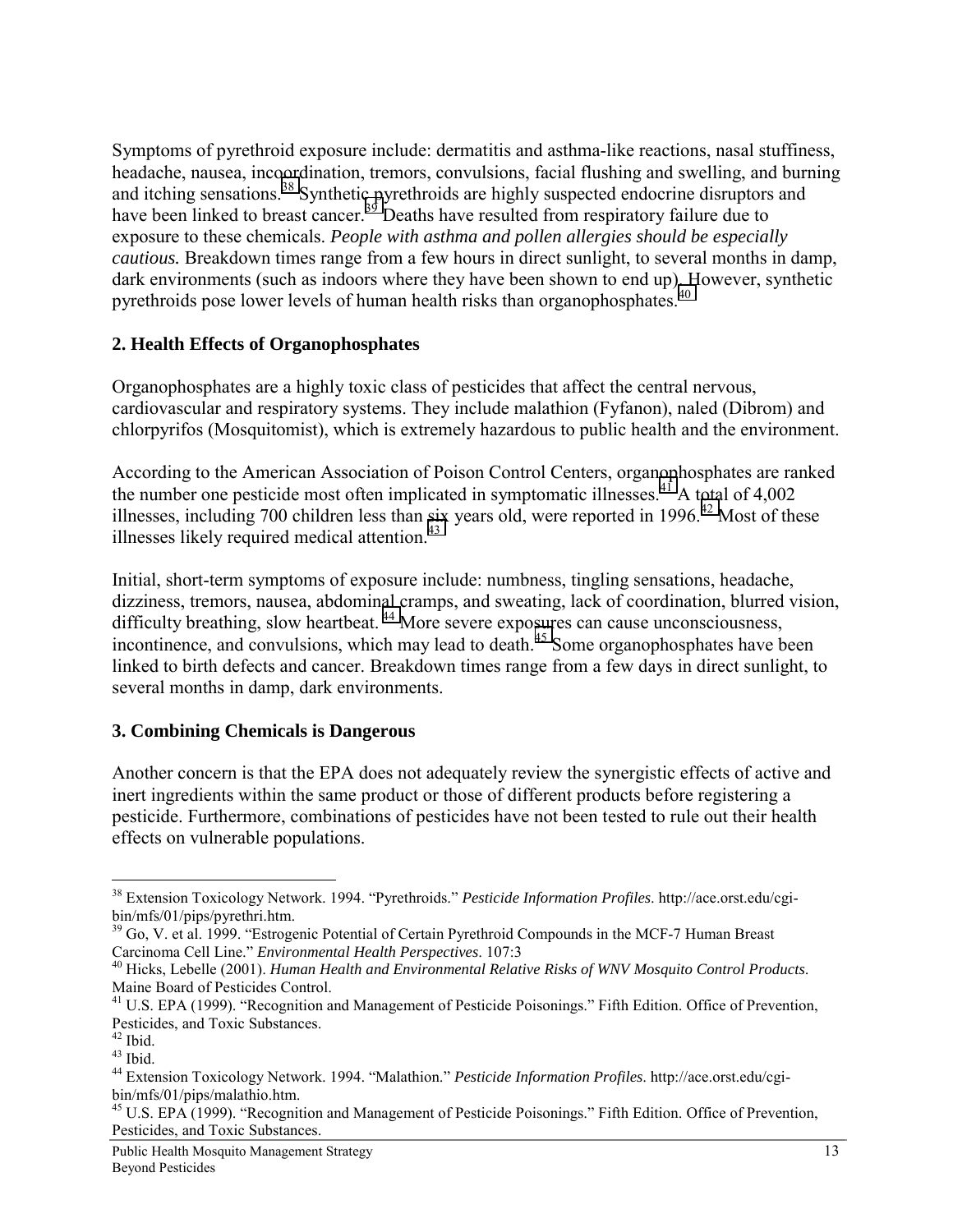Symptoms of pyrethroid exposure include: dermatitis and asthma-like reactions, nasal stuffiness, headache, nausea, incoordination, tremors, convulsions, facial flushing and swelling, and burning and itching sensations.[38] Synthetic pyrethroids are highly suspected endocrine disruptors and have been linked to breast cancer.[39] Deaths have resulted from respiratory failure due to exposure to these chemicals. *People with asthma and pollen allergies should be especially cautious.* Breakdown times range from a few hours in direct sunlight, to several months in damp, dark environments (such as indoors where they have been shown to end up). However, synthetic pyrethroids pose lower levels of human health risks than organophosphates.[40]

### 2. Health Effects of Organophosphates

Organophosphates are a highly toxic class of pesticides that affect the central nervous, cardiovascular and respiratory systems. They include malathion (Fyfanon), naled (Dibrom) and chlorpyrifos (Mosquitomist), which is extremely hazardous to public health and the environment.

According to the American Association of Poison Control Centers, organophosphates are ranked the number one pesticide most often implicated in symptomatic illnesses.[41] A total of 4,002 illnesses, including 700 children less than six years old, were reported in 1996.[42] Most of these illnesses likely required medical attention.[43]

Initial, short-term symptoms of exposure include: numbness, tingling sensations, headache, dizziness, tremors, nausea, abdominal cramps, and sweating, lack of coordination, blurred vision, difficulty breathing, slow heartbeat.[44] More severe exposures can cause unconsciousness, incontinence, and convulsions, which may lead to death.[45] Some organophosphates have been linked to birth defects and cancer. Breakdown times range from a few days in direct sunlight, to several months in damp, dark environments.

### 3. Combining Chemicals is Dangerous

Another concern is that the EPA does not adequately review the synergistic effects of active and inert ingredients within the same product or those of different products before registering a pesticide. Furthermore, combinations of pesticides have not been tested to rule out their health effects on vulnerable populations.

---

[38] Extension Toxicology Network. 1994. "Pyrethroids." *Pesticide Information Profiles*. http://ace.orst.edu/cgi-bin/mfs/01/pips/pyrethri.htm.

[39] Go, V. et al. 1999. "Estrogenic Potential of Certain Pyrethroid Compounds in the MCF-7 Human Breast Carcinoma Cell Line." *Environmental Health Perspectives*. 107:3

[40] Hicks, Lebelle (2001). *Human Health and Environmental Relative Risks of WNV Mosquito Control Products*. Maine Board of Pesticides Control.

[41] U.S. EPA (1999). "Recognition and Management of Pesticide Poisonings." Fifth Edition. Office of Prevention, Pesticides, and Toxic Substances.

[42] Ibid.

[43] Ibid.

[44] Extension Toxicology Network. 1994. "Malathion." *Pesticide Information Profiles*. http://ace.orst.edu/cgi-bin/mfs/01/pips/malathio.htm.

[45] U.S. EPA (1999). "Recognition and Management of Pesticide Poisonings." Fifth Edition. Office of Prevention, Pesticides, and Toxic Substances.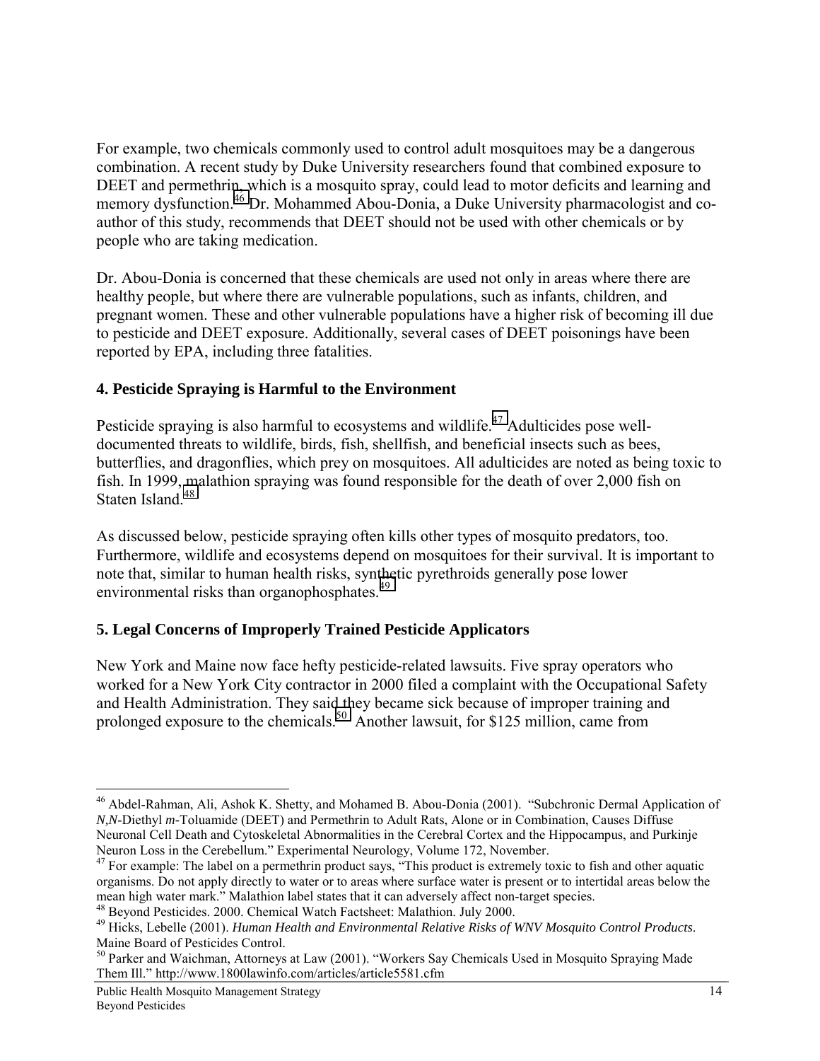For example, two chemicals commonly used to control adult mosquitoes may be a dangerous combination. A recent study by Duke University researchers found that combined exposure to DEET and permethrin, which is a mosquito spray, could lead to motor deficits and learning and memory dysfunction.[46] Dr. Mohammed Abou-Donia, a Duke University pharmacologist and co-author of this study, recommends that DEET should not be used with other chemicals or by people who are taking medication.

Dr. Abou-Donia is concerned that these chemicals are used not only in areas where there are healthy people, but where there are vulnerable populations, such as infants, children, and pregnant women. These and other vulnerable populations have a higher risk of becoming ill due to pesticide and DEET exposure. Additionally, several cases of DEET poisonings have been reported by EPA, including three fatalities.

### 4. Pesticide Spraying is Harmful to the Environment

Pesticide spraying is also harmful to ecosystems and wildlife.[47] Adulticides pose well-documented threats to wildlife, birds, fish, shellfish, and beneficial insects such as bees, butterflies, and dragonflies, which prey on mosquitoes. All adulticides are noted as being toxic to fish. In 1999, malathion spraying was found responsible for the death of over 2,000 fish on Staten Island.[48]

As discussed below, pesticide spraying often kills other types of mosquito predators, too. Furthermore, wildlife and ecosystems depend on mosquitoes for their survival. It is important to note that, similar to human health risks, synthetic pyrethroids generally pose lower environmental risks than organophosphates.[49]

### 5. Legal Concerns of Improperly Trained Pesticide Applicators

New York and Maine now face hefty pesticide-related lawsuits. Five spray operators who worked for a New York City contractor in 2000 filed a complaint with the Occupational Safety and Health Administration. They said they became sick because of improper training and prolonged exposure to the chemicals.[50] Another lawsuit, for $125 million, came from

---

[46] Abdel-Rahman, Ali, Ashok K. Shetty, and Mohamed B. Abou-Donia (2001). "Subchronic Dermal Application of *N,N*-Diethyl *m*-Toluamide (DEET) and Permethrin to Adult Rats, Alone or in Combination, Causes Diffuse Neuronal Cell Death and Cytoskeletal Abnormalities in the Cerebral Cortex and the Hippocampus, and Purkinje Neuron Loss in the Cerebellum." Experimental Neurology, Volume 172, November.

[47] For example: The label on a permethrin product says, "This product is extremely toxic to fish and other aquatic organisms. Do not apply directly to water or to areas where surface water is present or to intertidal areas below the mean high water mark." Malathion label states that it can adversely affect non-target species.

[48] Beyond Pesticides. 2000. Chemical Watch Factsheet: Malathion. July 2000.

[49] Hicks, Lebelle (2001). *Human Health and Environmental Relative Risks of WNV Mosquito Control Products*. Maine Board of Pesticides Control.

[50] Parker and Waichman, Attorneys at Law (2001). "Workers Say Chemicals Used in Mosquito Spraying Made Them Ill." http://www.1800lawinfo.com/articles/article5581.cfm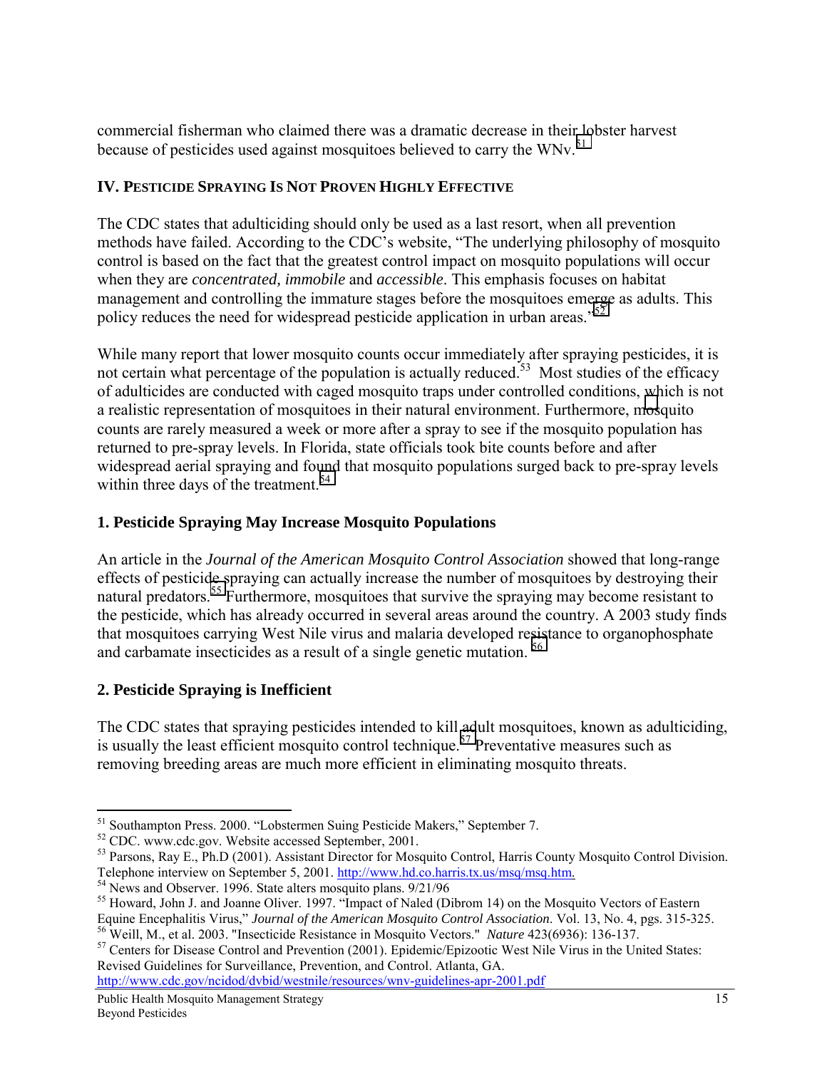commercial fisherman who claimed there was a dramatic decrease in their lobster harvest because of pesticides used against mosquitoes believed to carry the WNv.[51]

## IV. PESTICIDE SPRAYING IS NOT PROVEN HIGHLY EFFECTIVE

The CDC states that adulticiding should only be used as a last resort, when all prevention methods have failed. According to the CDC's website, "The underlying philosophy of mosquito control is based on the fact that the greatest control impact on mosquito populations will occur when they are *concentrated, immobile* and *accessible*. This emphasis focuses on habitat management and controlling the immature stages before the mosquitoes emerge as adults. This policy reduces the need for widespread pesticide application in urban areas."[52]

While many report that lower mosquito counts occur immediately after spraying pesticides, it is not certain what percentage of the population is actually reduced.[53] Most studies of the efficacy of adulticides are conducted with caged mosquito traps under controlled conditions, which is not a realistic representation of mosquitoes in their natural environment. Furthermore, mosquito counts are rarely measured a week or more after a spray to see if the mosquito population has returned to pre-spray levels. In Florida, state officials took bite counts before and after widespread aerial spraying and found that mosquito populations surged back to pre-spray levels within three days of the treatment.[54]

### 1. Pesticide Spraying May Increase Mosquito Populations

An article in the *Journal of the American Mosquito Control Association* showed that long-range effects of pesticide spraying can actually increase the number of mosquitoes by destroying their natural predators.[55] Furthermore, mosquitoes that survive the spraying may become resistant to the pesticide, which has already occurred in several areas around the country. A 2003 study finds that mosquitoes carrying West Nile virus and malaria developed resistance to organophosphate and carbamate insecticides as a result of a single genetic mutation.[56]

### 2. Pesticide Spraying is Inefficient

The CDC states that spraying pesticides intended to kill adult mosquitoes, known as adulticiding, is usually the least efficient mosquito control technique.[57] Preventative measures such as removing breeding areas are much more efficient in eliminating mosquito threats.

---

[51] Southampton Press. 2000. "Lobstermen Suing Pesticide Makers," September 7.

[52] CDC. www.cdc.gov. Website accessed September, 2001.

[53] Parsons, Ray E., Ph.D (2001). Assistant Director for Mosquito Control, Harris County Mosquito Control Division. Telephone interview on September 5, 2001. http://www.hd.co.harris.tx.us/msq/msq.htm.

[54] News and Observer. 1996. State alters mosquito plans. 9/21/96

[55] Howard, John J. and Joanne Oliver. 1997. "Impact of Naled (Dibrom 14) on the Mosquito Vectors of Eastern Equine Encephalitis Virus," *Journal of the American Mosquito Control Association*. Vol. 13, No. 4, pgs. 315-325.

[56] Weill, M., et al. 2003. "Insecticide Resistance in Mosquito Vectors." *Nature* 423(6936): 136-137.

[57] Centers for Disease Control and Prevention (2001). Epidemic/Epizootic West Nile Virus in the United States: Revised Guidelines for Surveillance, Prevention, and Control. Atlanta, GA. http://www.cdc.gov/ncidod/dvbid/westnile/resources/wnv-guidelines-apr-2001.pdf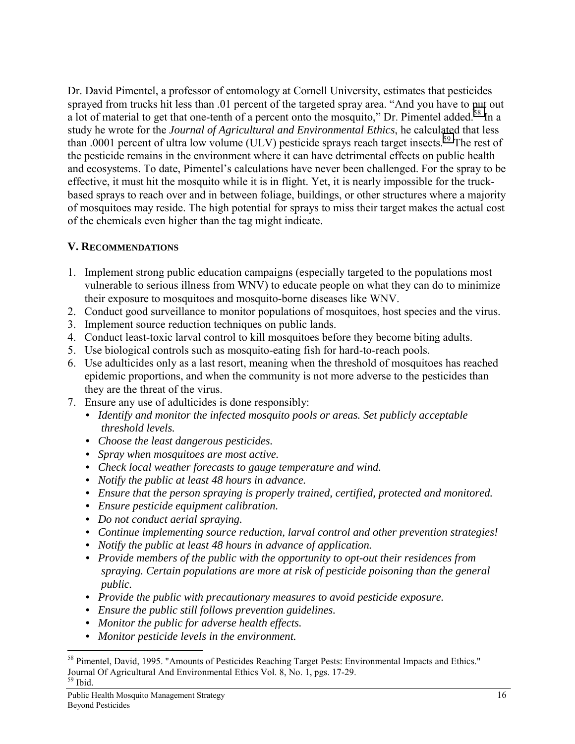Dr. David Pimentel, a professor of entomology at Cornell University, estimates that pesticides sprayed from trucks hit less than .01 percent of the targeted spray area. "And you have to put out a lot of material to get that one-tenth of a percent onto the mosquito," Dr. Pimentel added.[58] In a study he wrote for the *Journal of Agricultural and Environmental Ethics*, he calculated that less than .0001 percent of ultra low volume (ULV) pesticide sprays reach target insects.[59] The rest of the pesticide remains in the environment where it can have detrimental effects on public health and ecosystems. To date, Pimentel's calculations have never been challenged. For the spray to be effective, it must hit the mosquito while it is in flight. Yet, it is nearly impossible for the truck-based sprays to reach over and in between foliage, buildings, or other structures where a majority of mosquitoes may reside. The high potential for sprays to miss their target makes the actual cost of the chemicals even higher than the tag might indicate.

## V. Recommendations

1. Implement strong public education campaigns (especially targeted to the populations most vulnerable to serious illness from WNV) to educate people on what they can do to minimize their exposure to mosquitoes and mosquito-borne diseases like WNV.
2. Conduct good surveillance to monitor populations of mosquitoes, host species and the virus.
3. Implement source reduction techniques on public lands.
4. Conduct least-toxic larval control to kill mosquitoes before they become biting adults.
5. Use biological controls such as mosquito-eating fish for hard-to-reach pools.
6. Use adulticides only as a last resort, meaning when the threshold of mosquitoes has reached epidemic proportions, and when the community is not more adverse to the pesticides than they are the threat of the virus.
7. Ensure any use of adulticides is done responsibly:
   - *Identify and monitor the infected mosquito pools or areas. Set publicly acceptable threshold levels.*
   - *Choose the least dangerous pesticides.*
   - *Spray when mosquitoes are most active.*
   - *Check local weather forecasts to gauge temperature and wind.*
   - *Notify the public at least 48 hours in advance.*
   - *Ensure that the person spraying is properly trained, certified, protected and monitored.*
   - *Ensure pesticide equipment calibration.*
   - *Do not conduct aerial spraying.*
   - *Continue implementing source reduction, larval control and other prevention strategies!*
   - *Notify the public at least 48 hours in advance of application.*
   - *Provide members of the public with the opportunity to opt-out their residences from spraying. Certain populations are more at risk of pesticide poisoning than the general public.*
   - *Provide the public with precautionary measures to avoid pesticide exposure.*
   - *Ensure the public still follows prevention guidelines.*
   - *Monitor the public for adverse health effects.*
   - *Monitor pesticide levels in the environment.*

---

[58] Pimentel, David, 1995. "Amounts of Pesticides Reaching Target Pests: Environmental Impacts and Ethics." Journal Of Agricultural And Environmental Ethics Vol. 8, No. 1, pgs. 17-29.

[59] Ibid.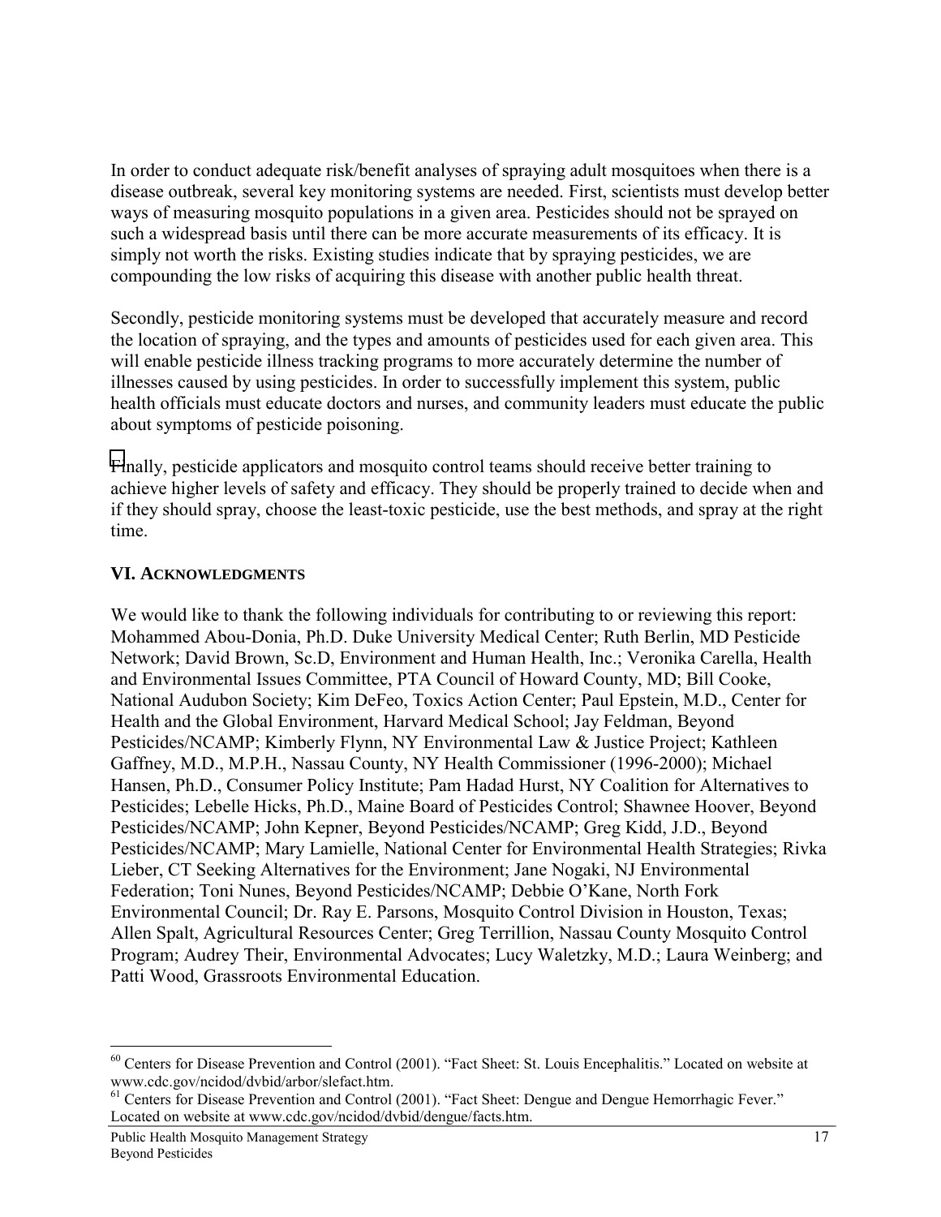In order to conduct adequate risk/benefit analyses of spraying adult mosquitoes when there is a disease outbreak, several key monitoring systems are needed. First, scientists must develop better ways of measuring mosquito populations in a given area. Pesticides should not be sprayed on such a widespread basis until there can be more accurate measurements of its efficacy. It is simply not worth the risks. Existing studies indicate that by spraying pesticides, we are compounding the low risks of acquiring this disease with another public health threat.

Secondly, pesticide monitoring systems must be developed that accurately measure and record the location of spraying, and the types and amounts of pesticides used for each given area. This will enable pesticide illness tracking programs to more accurately determine the number of illnesses caused by using pesticides. In order to successfully implement this system, public health officials must educate doctors and nurses, and community leaders must educate the public about symptoms of pesticide poisoning.

Finally, pesticide applicators and mosquito control teams should receive better training to achieve higher levels of safety and efficacy. They should be properly trained to decide when and if they should spray, choose the least-toxic pesticide, use the best methods, and spray at the right time.

## VI. Acknowledgments

We would like to thank the following individuals for contributing to or reviewing this report: Mohammed Abou-Donia, Ph.D. Duke University Medical Center; Ruth Berlin, MD Pesticide Network; David Brown, Sc.D, Environment and Human Health, Inc.; Veronika Carella, Health and Environmental Issues Committee, PTA Council of Howard County, MD; Bill Cooke, National Audubon Society; Kim DeFeo, Toxics Action Center; Paul Epstein, M.D., Center for Health and the Global Environment, Harvard Medical School; Jay Feldman, Beyond Pesticides/NCAMP; Kimberly Flynn, NY Environmental Law & Justice Project; Kathleen Gaffney, M.D., M.P.H., Nassau County, NY Health Commissioner (1996-2000); Michael Hansen, Ph.D., Consumer Policy Institute; Pam Hadad Hurst, NY Coalition for Alternatives to Pesticides; Lebelle Hicks, Ph.D., Maine Board of Pesticides Control; Shawnee Hoover, Beyond Pesticides/NCAMP; John Kepner, Beyond Pesticides/NCAMP; Greg Kidd, J.D., Beyond Pesticides/NCAMP; Mary Lamielle, National Center for Environmental Health Strategies; Rivka Lieber, CT Seeking Alternatives for the Environment; Jane Nogaki, NJ Environmental Federation; Toni Nunes, Beyond Pesticides/NCAMP; Debbie O'Kane, North Fork Environmental Council; Dr. Ray E. Parsons, Mosquito Control Division in Houston, Texas; Allen Spalt, Agricultural Resources Center; Greg Terrillion, Nassau County Mosquito Control Program; Audrey Their, Environmental Advocates; Lucy Waletzky, M.D.; Laura Weinberg; and Patti Wood, Grassroots Environmental Education.

---

[60] Centers for Disease Prevention and Control (2001). "Fact Sheet: St. Louis Encephalitis." Located on website at www.cdc.gov/ncidod/dvbid/arbor/slefact.htm.

[61] Centers for Disease Prevention and Control (2001). "Fact Sheet: Dengue and Dengue Hemorrhagic Fever." Located on website at www.cdc.gov/ncidod/dvbid/dengue/facts.htm.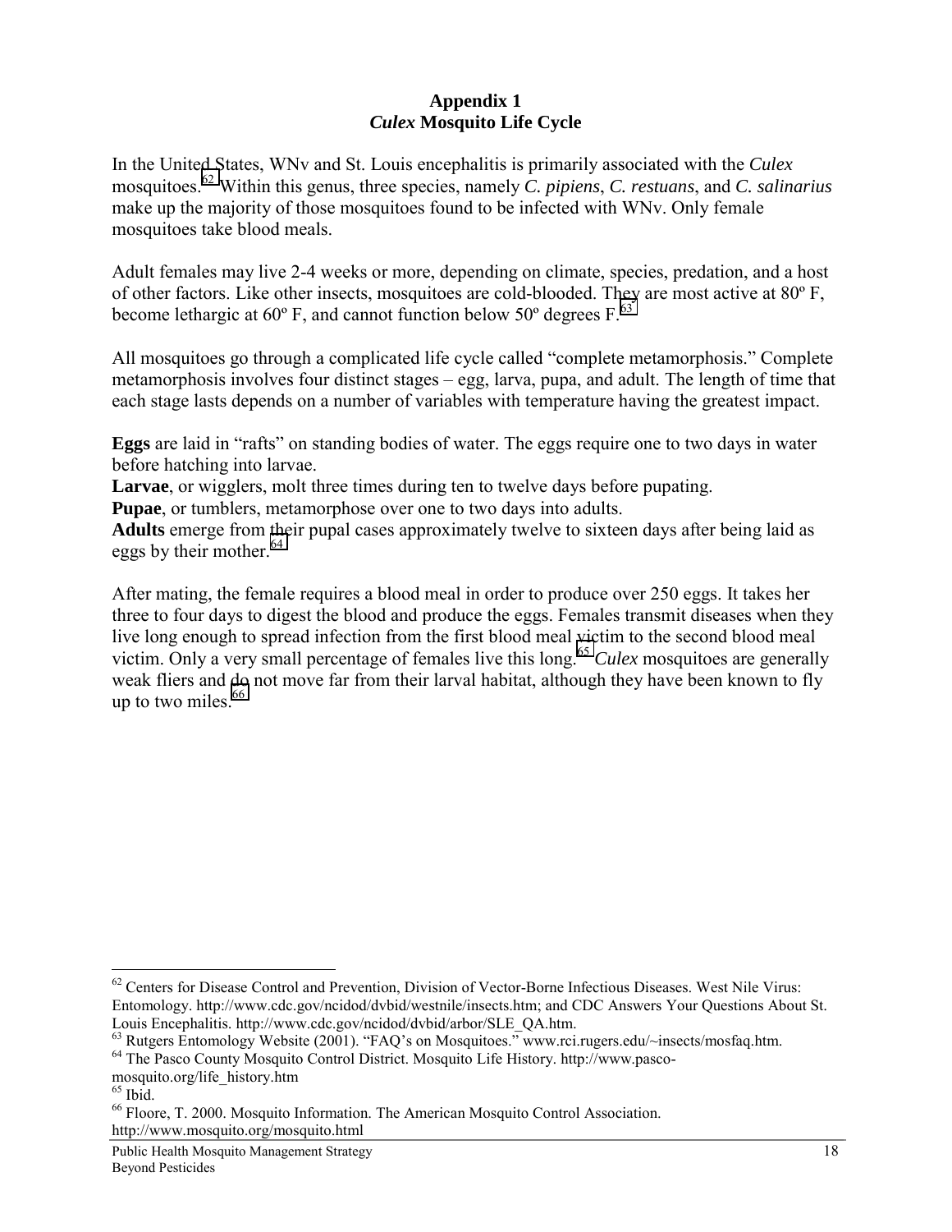# Appendix 1
## *Culex* Mosquito Life Cycle

In the United States, WNv and St. Louis encephalitis is primarily associated with the *Culex* mosquitoes.[62] Within this genus, three species, namely *C. pipiens*, *C. restuans*, and *C. salinarius* make up the majority of those mosquitoes found to be infected with WNv. Only female mosquitoes take blood meals.

Adult females may live 2-4 weeks or more, depending on climate, species, predation, and a host of other factors. Like other insects, mosquitoes are cold-blooded. They are most active at 80º F, become lethargic at 60º F, and cannot function below 50º degrees F.[63]

All mosquitoes go through a complicated life cycle called "complete metamorphosis." Complete metamorphosis involves four distinct stages – egg, larva, pupa, and adult. The length of time that each stage lasts depends on a number of variables with temperature having the greatest impact.

**Eggs** are laid in "rafts" on standing bodies of water. The eggs require one to two days in water before hatching into larvae.
**Larvae**, or wigglers, molt three times during ten to twelve days before pupating.
**Pupae**, or tumblers, metamorphose over one to two days into adults.
**Adults** emerge from their pupal cases approximately twelve to sixteen days after being laid as eggs by their mother.[64]

After mating, the female requires a blood meal in order to produce over 250 eggs. It takes her three to four days to digest the blood and produce the eggs. Females transmit diseases when they live long enough to spread infection from the first blood meal victim to the second blood meal victim. Only a very small percentage of females live this long.[65] *Culex* mosquitoes are generally weak fliers and do not move far from their larval habitat, although they have been known to fly up to two miles.[66]

---

[62] Centers for Disease Control and Prevention, Division of Vector-Borne Infectious Diseases. West Nile Virus: Entomology. http://www.cdc.gov/ncidod/dvbid/westnile/insects.htm; and CDC Answers Your Questions About St. Louis Encephalitis. http://www.cdc.gov/ncidod/dvbid/arbor/SLE_QA.htm.
[63] Rutgers Entomology Website (2001). "FAQ's on Mosquitoes." www.rci.rugers.edu/~insects/mosfaq.htm.
[64] The Pasco County Mosquito Control District. Mosquito Life History. http://www.pasco-mosquito.org/life_history.htm
[65] Ibid.
[66] Floore, T. 2000. Mosquito Information. The American Mosquito Control Association. http://www.mosquito.org/mosquito.html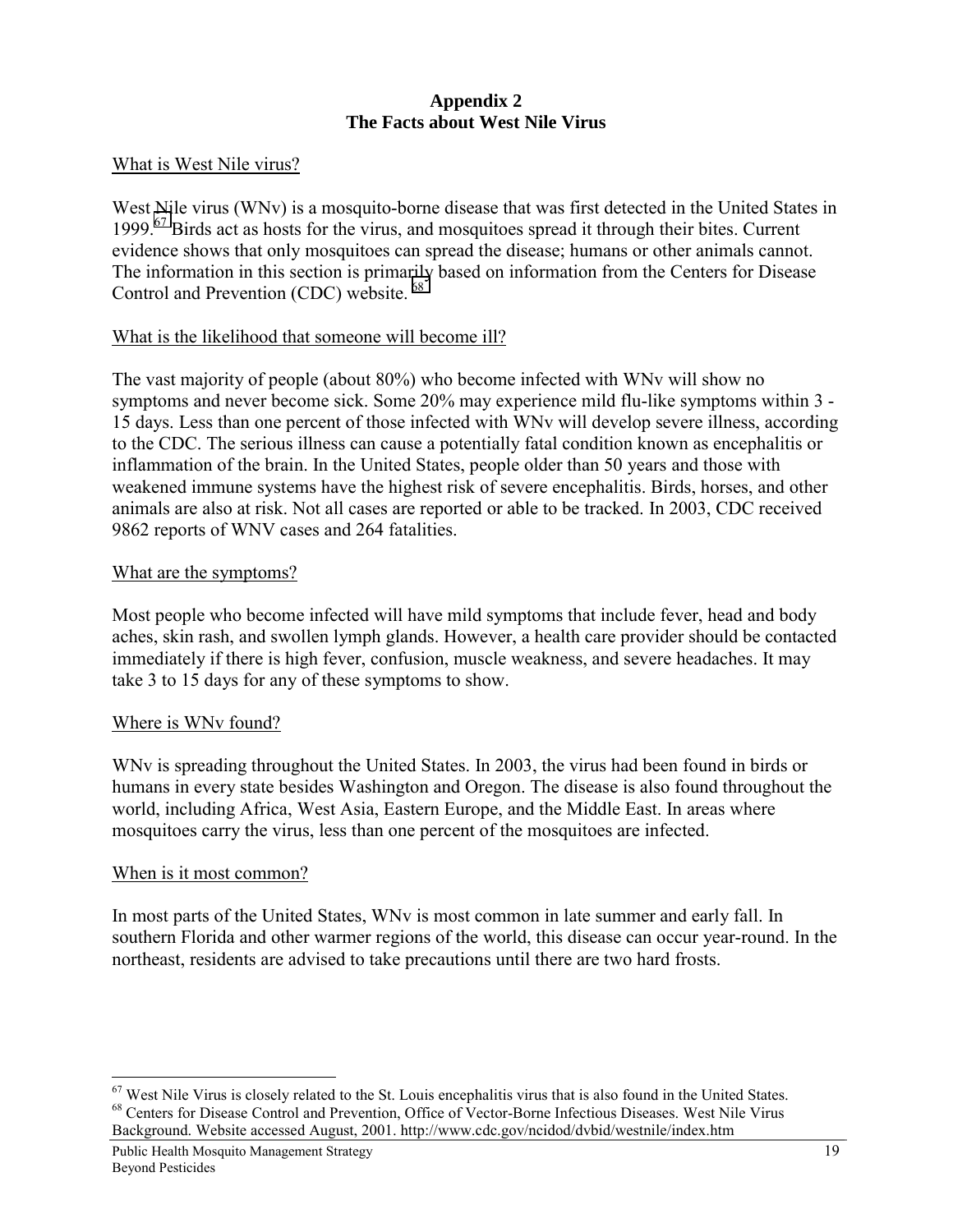# Appendix 2
# The Facts about West Nile Virus

## What is West Nile virus?

West Nile virus (WNv) is a mosquito-borne disease that was first detected in the United States in 1999.[67] Birds act as hosts for the virus, and mosquitoes spread it through their bites. Current evidence shows that only mosquitoes can spread the disease; humans or other animals cannot. The information in this section is primarily based on information from the Centers for Disease Control and Prevention (CDC) website. [68]

## What is the likelihood that someone will become ill?

The vast majority of people (about 80%) who become infected with WNv will show no symptoms and never become sick. Some 20% may experience mild flu-like symptoms within 3 - 15 days. Less than one percent of those infected with WNv will develop severe illness, according to the CDC. The serious illness can cause a potentially fatal condition known as encephalitis or inflammation of the brain. In the United States, people older than 50 years and those with weakened immune systems have the highest risk of severe encephalitis. Birds, horses, and other animals are also at risk. Not all cases are reported or able to be tracked. In 2003, CDC received 9862 reports of WNV cases and 264 fatalities.

## What are the symptoms?

Most people who become infected will have mild symptoms that include fever, head and body aches, skin rash, and swollen lymph glands. However, a health care provider should be contacted immediately if there is high fever, confusion, muscle weakness, and severe headaches. It may take 3 to 15 days for any of these symptoms to show.

## Where is WNv found?

WNv is spreading throughout the United States. In 2003, the virus had been found in birds or humans in every state besides Washington and Oregon. The disease is also found throughout the world, including Africa, West Asia, Eastern Europe, and the Middle East. In areas where mosquitoes carry the virus, less than one percent of the mosquitoes are infected.

## When is it most common?

In most parts of the United States, WNv is most common in late summer and early fall. In southern Florida and other warmer regions of the world, this disease can occur year-round. In the northeast, residents are advised to take precautions until there are two hard frosts.

---

[67] West Nile Virus is closely related to the St. Louis encephalitis virus that is also found in the United States.

[68] Centers for Disease Control and Prevention, Office of Vector-Borne Infectious Diseases. West Nile Virus Background. Website accessed August, 2001. http://www.cdc.gov/ncidod/dvbid/westnile/index.htm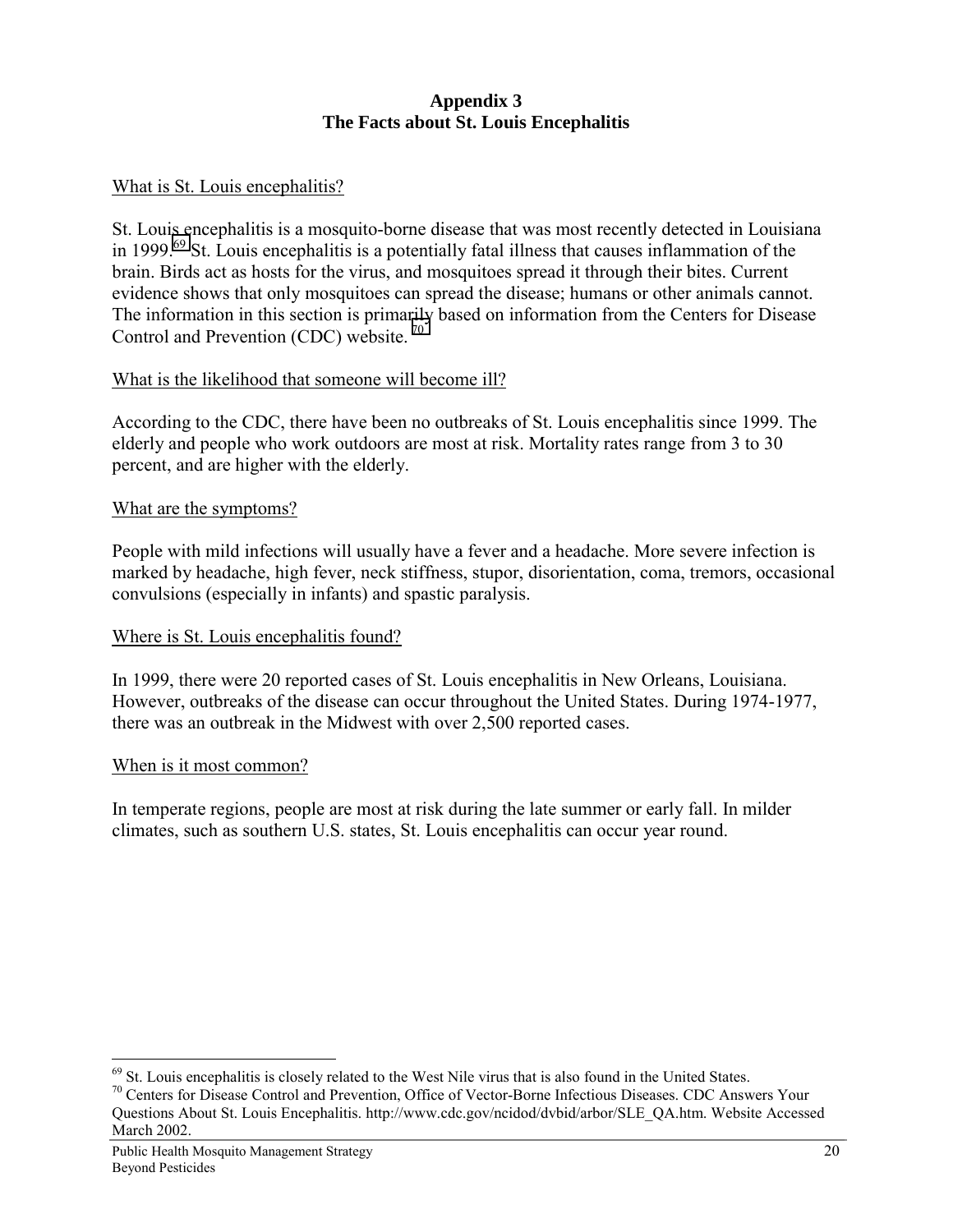# Appendix 3
# The Facts about St. Louis Encephalitis

What is St. Louis encephalitis?

St. Louis encephalitis is a mosquito-borne disease that was most recently detected in Louisiana in 1999.[69] St. Louis encephalitis is a potentially fatal illness that causes inflammation of the brain. Birds act as hosts for the virus, and mosquitoes spread it through their bites. Current evidence shows that only mosquitoes can spread the disease; humans or other animals cannot. The information in this section is primarily based on information from the Centers for Disease Control and Prevention (CDC) website. [70]

What is the likelihood that someone will become ill?

According to the CDC, there have been no outbreaks of St. Louis encephalitis since 1999. The elderly and people who work outdoors are most at risk. Mortality rates range from 3 to 30 percent, and are higher with the elderly.

What are the symptoms?

People with mild infections will usually have a fever and a headache. More severe infection is marked by headache, high fever, neck stiffness, stupor, disorientation, coma, tremors, occasional convulsions (especially in infants) and spastic paralysis.

Where is St. Louis encephalitis found?

In 1999, there were 20 reported cases of St. Louis encephalitis in New Orleans, Louisiana. However, outbreaks of the disease can occur throughout the United States. During 1974-1977, there was an outbreak in the Midwest with over 2,500 reported cases.

When is it most common?

In temperate regions, people are most at risk during the late summer or early fall. In milder climates, such as southern U.S. states, St. Louis encephalitis can occur year round.

---

[69] St. Louis encephalitis is closely related to the West Nile virus that is also found in the United States.

[70] Centers for Disease Control and Prevention, Office of Vector-Borne Infectious Diseases. CDC Answers Your Questions About St. Louis Encephalitis. http://www.cdc.gov/ncidod/dvbid/arbor/SLE_QA.htm. Website Accessed March 2002.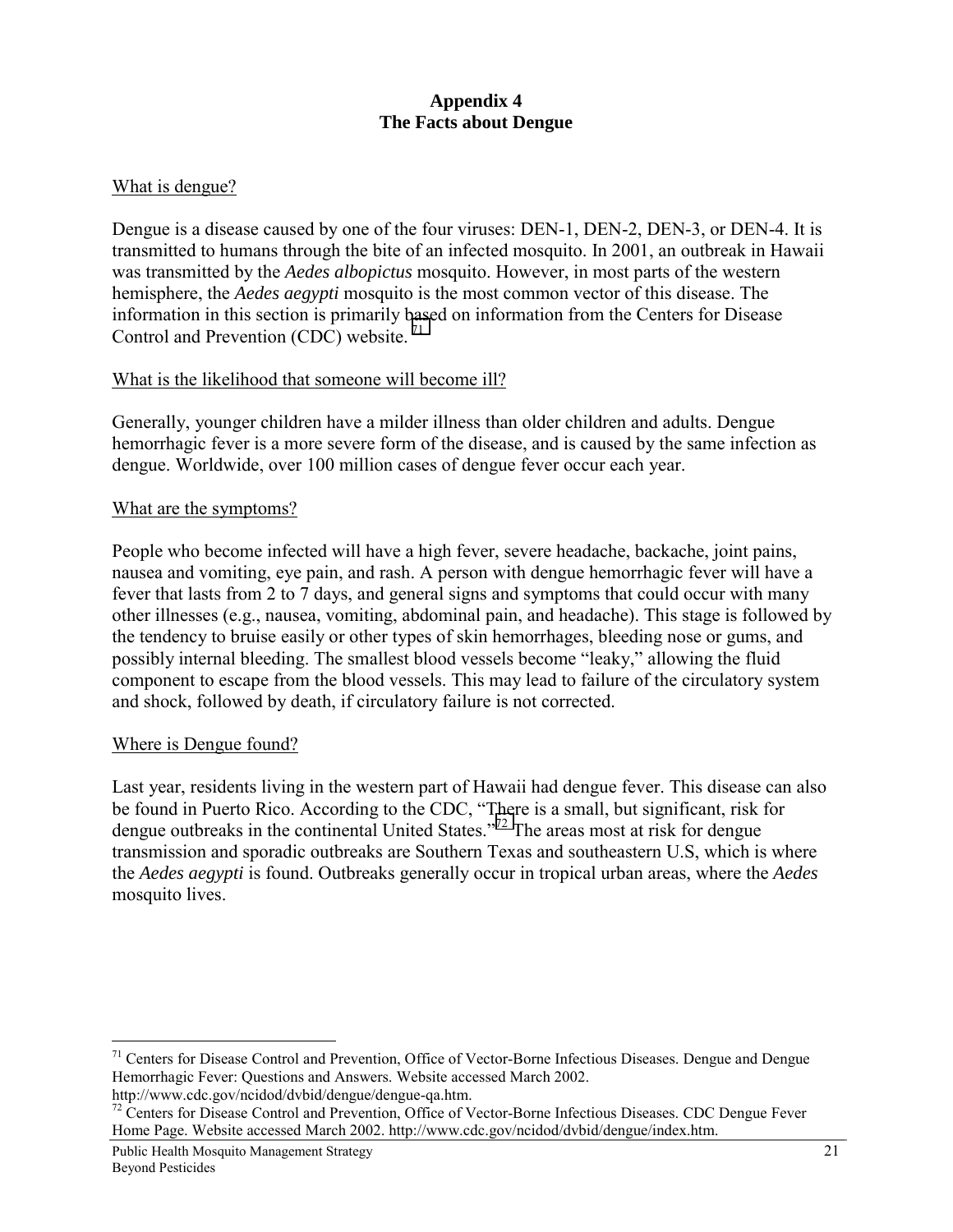# Appendix 4
# The Facts about Dengue

What is dengue?

Dengue is a disease caused by one of the four viruses: DEN-1, DEN-2, DEN-3, or DEN-4. It is transmitted to humans through the bite of an infected mosquito. In 2001, an outbreak in Hawaii was transmitted by the *Aedes albopictus* mosquito. However, in most parts of the western hemisphere, the *Aedes aegypti* mosquito is the most common vector of this disease. The information in this section is primarily based on information from the Centers for Disease Control and Prevention (CDC) website. [71]

What is the likelihood that someone will become ill?

Generally, younger children have a milder illness than older children and adults. Dengue hemorrhagic fever is a more severe form of the disease, and is caused by the same infection as dengue. Worldwide, over 100 million cases of dengue fever occur each year.

What are the symptoms?

People who become infected will have a high fever, severe headache, backache, joint pains, nausea and vomiting, eye pain, and rash. A person with dengue hemorrhagic fever will have a fever that lasts from 2 to 7 days, and general signs and symptoms that could occur with many other illnesses (e.g., nausea, vomiting, abdominal pain, and headache). This stage is followed by the tendency to bruise easily or other types of skin hemorrhages, bleeding nose or gums, and possibly internal bleeding. The smallest blood vessels become "leaky," allowing the fluid component to escape from the blood vessels. This may lead to failure of the circulatory system and shock, followed by death, if circulatory failure is not corrected.

Where is Dengue found?

Last year, residents living in the western part of Hawaii had dengue fever. This disease can also be found in Puerto Rico. According to the CDC, "There is a small, but significant, risk for dengue outbreaks in the continental United States."[72] The areas most at risk for dengue transmission and sporadic outbreaks are Southern Texas and southeastern U.S, which is where the *Aedes aegypti* is found. Outbreaks generally occur in tropical urban areas, where the *Aedes* mosquito lives.

---

[71] Centers for Disease Control and Prevention, Office of Vector-Borne Infectious Diseases. Dengue and Dengue Hemorrhagic Fever: Questions and Answers. Website accessed March 2002. http://www.cdc.gov/ncidod/dvbid/dengue/dengue-qa.htm.

[72] Centers for Disease Control and Prevention, Office of Vector-Borne Infectious Diseases. CDC Dengue Fever Home Page. Website accessed March 2002. http://www.cdc.gov/ncidod/dvbid/dengue/index.htm.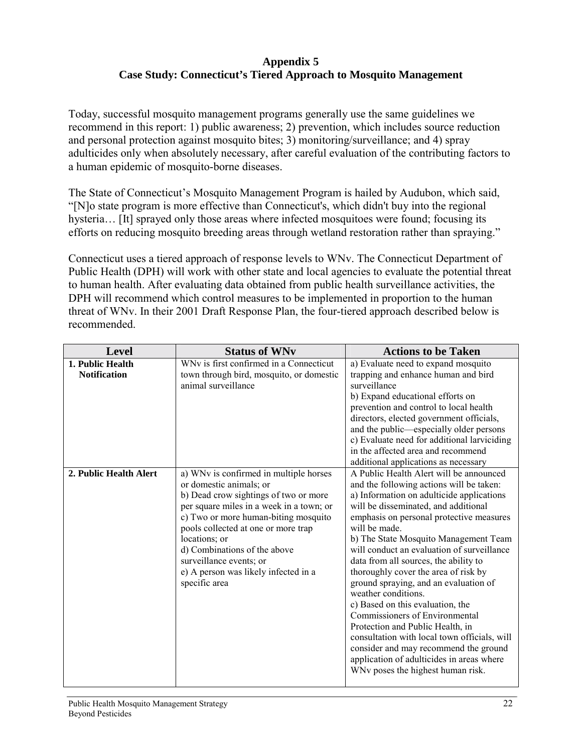## Appendix 5
## Case Study: Connecticut's Tiered Approach to Mosquito Management

Today, successful mosquito management programs generally use the same guidelines we recommend in this report: 1) public awareness; 2) prevention, which includes source reduction and personal protection against mosquito bites; 3) monitoring/surveillance; and 4) spray adulticides only when absolutely necessary, after careful evaluation of the contributing factors to a human epidemic of mosquito-borne diseases.

The State of Connecticut's Mosquito Management Program is hailed by Audubon, which said, "[N]o state program is more effective than Connecticut's, which didn't buy into the regional hysteria… [It] sprayed only those areas where infected mosquitoes were found; focusing its efforts on reducing mosquito breeding areas through wetland restoration rather than spraying."

Connecticut uses a tiered approach of response levels to WNv. The Connecticut Department of Public Health (DPH) will work with other state and local agencies to evaluate the potential threat to human health. After evaluating data obtained from public health surveillance activities, the DPH will recommend which control measures to be implemented in proportion to the human threat of WNv. In their 2001 Draft Response Plan, the four-tiered approach described below is recommended.

| Level | Status of WNv | Actions to be Taken |
|---|---|---|
| **1. Public Health Notification** | WNv is first confirmed in a Connecticut town through bird, mosquito, or domestic animal surveillance | a) Evaluate need to expand mosquito trapping and enhance human and bird surveillance<br>b) Expand educational efforts on prevention and control to local health directors, elected government officials, and the public—especially older persons<br>c) Evaluate need for additional larviciding in the affected area and recommend additional applications as necessary |
| **2. Public Health Alert** | a) WNv is confirmed in multiple horses or domestic animals; or<br>b) Dead crow sightings of two or more per square miles in a week in a town; or<br>c) Two or more human-biting mosquito pools collected at one or more trap locations; or<br>d) Combinations of the above surveillance events; or<br>e) A person was likely infected in a specific area | A Public Health Alert will be announced and the following actions will be taken:<br>a) Information on adulticide applications will be disseminated, and additional emphasis on personal protective measures will be made.<br>b) The State Mosquito Management Team will conduct an evaluation of surveillance data from all sources, the ability to thoroughly cover the area of risk by ground spraying, and an evaluation of weather conditions.<br>c) Based on this evaluation, the Commissioners of Environmental Protection and Public Health, in consultation with local town officials, will consider and may recommend the ground application of adulticides in areas where WNv poses the highest human risk. |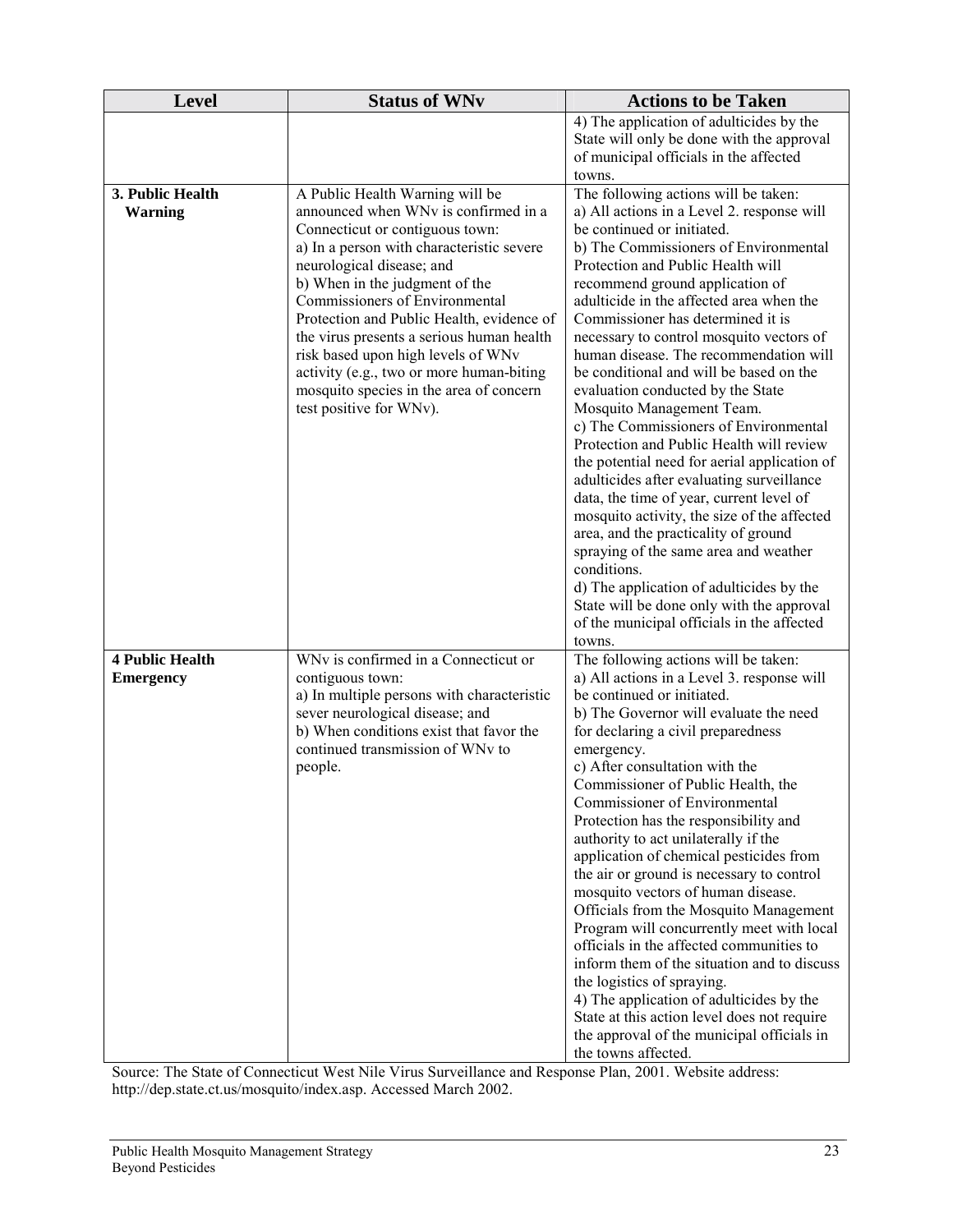| Level | Status of WNv | Actions to be Taken |
|---|---|---|
| | | 4) The application of adulticides by the State will only be done with the approval of municipal officials in the affected towns. |
| **3. Public Health Warning** | A Public Health Warning will be announced when WNv is confirmed in a Connecticut or contiguous town:<br>a) In a person with characteristic severe neurological disease; and<br>b) When in the judgment of the Commissioners of Environmental Protection and Public Health, evidence of the virus presents a serious human health risk based upon high levels of WNv activity (e.g., two or more human-biting mosquito species in the area of concern test positive for WNv). | The following actions will be taken:<br>a) All actions in a Level 2. response will be continued or initiated.<br>b) The Commissioners of Environmental Protection and Public Health will recommend ground application of adulticide in the affected area when the Commissioner has determined it is necessary to control mosquito vectors of human disease. The recommendation will be conditional and will be based on the evaluation conducted by the State Mosquito Management Team.<br>c) The Commissioners of Environmental Protection and Public Health will review the potential need for aerial application of adulticides after evaluating surveillance data, the time of year, current level of mosquito activity, the size of the affected area, and the practicality of ground spraying of the same area and weather conditions.<br>d) The application of adulticides by the State will be done only with the approval of the municipal officials in the affected towns. |
| **4 Public Health Emergency** | WNv is confirmed in a Connecticut or contiguous town:<br>a) In multiple persons with characteristic sever neurological disease; and<br>b) When conditions exist that favor the continued transmission of WNv to people. | The following actions will be taken:<br>a) All actions in a Level 3. response will be continued or initiated.<br>b) The Governor will evaluate the need for declaring a civil preparedness emergency.<br>c) After consultation with the Commissioner of Public Health, the Commissioner of Environmental Protection has the responsibility and authority to act unilaterally if the application of chemical pesticides from the air or ground is necessary to control mosquito vectors of human disease. Officials from the Mosquito Management Program will concurrently meet with local officials in the affected communities to inform them of the situation and to discuss the logistics of spraying.<br>4) The application of adulticides by the State at this action level does not require the approval of the municipal officials in the towns affected. |

Source: The State of Connecticut West Nile Virus Surveillance and Response Plan, 2001. Website address: http://dep.state.ct.us/mosquito/index.asp. Accessed March 2002.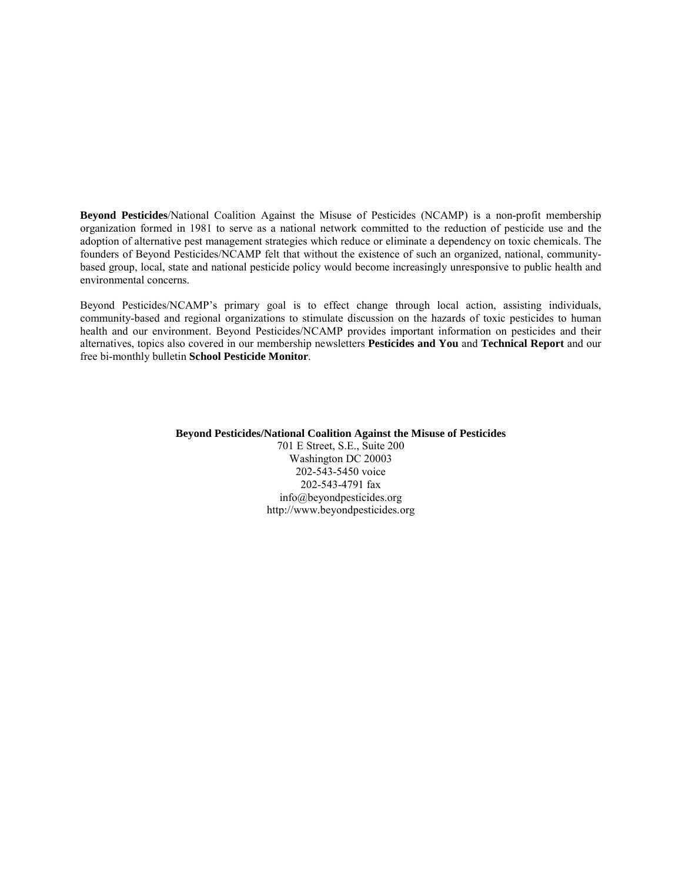**Beyond Pesticides**/National Coalition Against the Misuse of Pesticides (NCAMP) is a non-profit membership organization formed in 1981 to serve as a national network committed to the reduction of pesticide use and the adoption of alternative pest management strategies which reduce or eliminate a dependency on toxic chemicals. The founders of Beyond Pesticides/NCAMP felt that without the existence of such an organized, national, community-based group, local, state and national pesticide policy would become increasingly unresponsive to public health and environmental concerns.

Beyond Pesticides/NCAMP's primary goal is to effect change through local action, assisting individuals, community-based and regional organizations to stimulate discussion on the hazards of toxic pesticides to human health and our environment. Beyond Pesticides/NCAMP provides important information on pesticides and their alternatives, topics also covered in our membership newsletters **Pesticides and You** and **Technical Report** and our free bi-monthly bulletin **School Pesticide Monitor**.

**Beyond Pesticides/National Coalition Against the Misuse of Pesticides**
701 E Street, S.E., Suite 200
Washington DC 20003
202-543-5450 voice
202-543-4791 fax
info@beyondpesticides.org
http://www.beyondpesticides.org